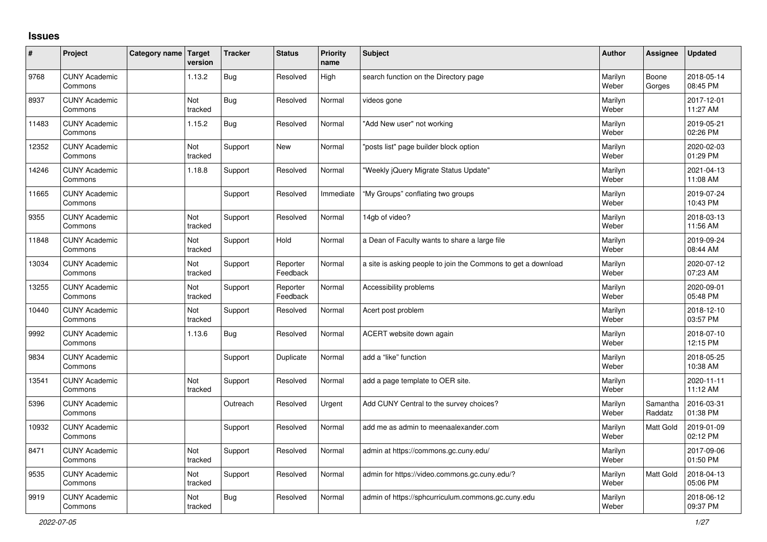# Issues

| # | Project | Category name | Target version | Tracker | Status | Priority name | Subject | Author | Assignee | Updated |
|---|---|---|---|---|---|---|---|---|---|---|
| 9768 | CUNY Academic Commons | | 1.13.2 | Bug | Resolved | High | search function on the Directory page | Marilyn Weber | Boone Gorges | 2018-05-14 08:45 PM |
| 8937 | CUNY Academic Commons | | Not tracked | Bug | Resolved | Normal | videos gone | Marilyn Weber | | 2017-12-01 11:27 AM |
| 11483 | CUNY Academic Commons | | 1.15.2 | Bug | Resolved | Normal | "Add New user" not working | Marilyn Weber | | 2019-05-21 02:26 PM |
| 12352 | CUNY Academic Commons | | Not tracked | Support | New | Normal | "posts list" page builder block option | Marilyn Weber | | 2020-02-03 01:29 PM |
| 14246 | CUNY Academic Commons | | 1.18.8 | Support | Resolved | Normal | "Weekly jQuery Migrate Status Update" | Marilyn Weber | | 2021-04-13 11:08 AM |
| 11665 | CUNY Academic Commons | | | Support | Resolved | Immediate | "My Groups" conflating two groups | Marilyn Weber | | 2019-07-24 10:43 PM |
| 9355 | CUNY Academic Commons | | Not tracked | Support | Resolved | Normal | 14gb of video? | Marilyn Weber | | 2018-03-13 11:56 AM |
| 11848 | CUNY Academic Commons | | Not tracked | Support | Hold | Normal | a Dean of Faculty wants to share a large file | Marilyn Weber | | 2019-09-24 08:44 AM |
| 13034 | CUNY Academic Commons | | Not tracked | Support | Reporter Feedback | Normal | a site is asking people to join the Commons to get a download | Marilyn Weber | | 2020-07-12 07:23 AM |
| 13255 | CUNY Academic Commons | | Not tracked | Support | Reporter Feedback | Normal | Accessibility problems | Marilyn Weber | | 2020-09-01 05:48 PM |
| 10440 | CUNY Academic Commons | | Not tracked | Support | Resolved | Normal | Acert post problem | Marilyn Weber | | 2018-12-10 03:57 PM |
| 9992 | CUNY Academic Commons | | 1.13.6 | Bug | Resolved | Normal | ACERT website down again | Marilyn Weber | | 2018-07-10 12:15 PM |
| 9834 | CUNY Academic Commons | | | Support | Duplicate | Normal | add a "like" function | Marilyn Weber | | 2018-05-25 10:38 AM |
| 13541 | CUNY Academic Commons | | Not tracked | Support | Resolved | Normal | add a page template to OER site. | Marilyn Weber | | 2020-11-11 11:12 AM |
| 5396 | CUNY Academic Commons | | | Outreach | Resolved | Urgent | Add CUNY Central to the survey choices? | Marilyn Weber | Samantha Raddatz | 2016-03-31 01:38 PM |
| 10932 | CUNY Academic Commons | | | Support | Resolved | Normal | add me as admin to meenaalexander.com | Marilyn Weber | Matt Gold | 2019-01-09 02:12 PM |
| 8471 | CUNY Academic Commons | | Not tracked | Support | Resolved | Normal | admin at https://commons.gc.cuny.edu/ | Marilyn Weber | | 2017-09-06 01:50 PM |
| 9535 | CUNY Academic Commons | | Not tracked | Support | Resolved | Normal | admin for https://video.commons.gc.cuny.edu/? | Marilyn Weber | Matt Gold | 2018-04-13 05:06 PM |
| 9919 | CUNY Academic Commons | | Not tracked | Bug | Resolved | Normal | admin of https://sphcurriculum.commons.gc.cuny.edu | Marilyn Weber | | 2018-06-12 09:37 PM |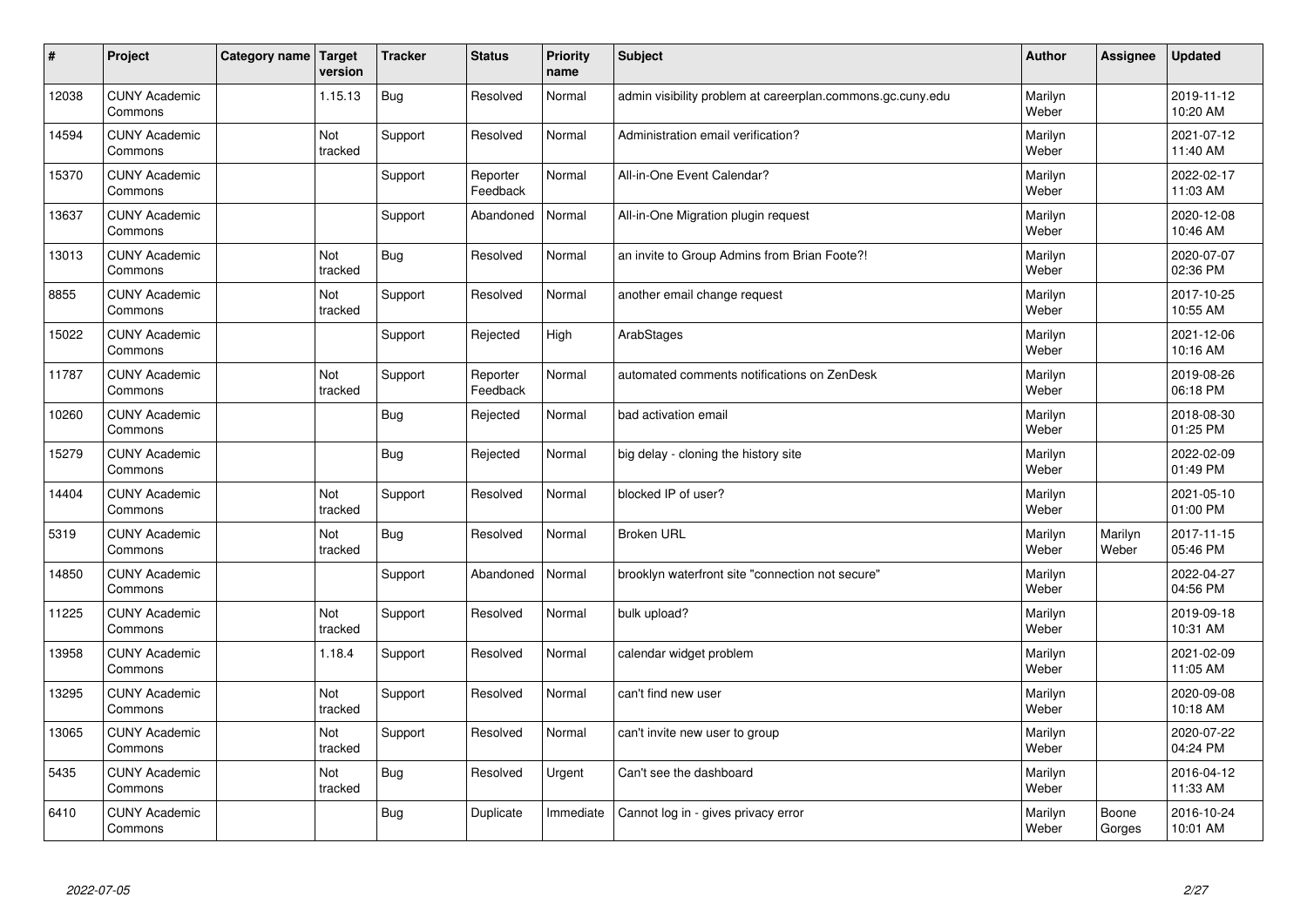| # | Project | Category name | Target version | Tracker | Status | Priority name | Subject | Author | Assignee | Updated |
|---|---|---|---|---|---|---|---|---|---|---|
| 12038 | CUNY Academic Commons | | 1.15.13 | Bug | Resolved | Normal | admin visibility problem at careerplan.commons.gc.cuny.edu | Marilyn Weber | | 2019-11-12 10:20 AM |
| 14594 | CUNY Academic Commons | | Not tracked | Support | Resolved | Normal | Administration email verification? | Marilyn Weber | | 2021-07-12 11:40 AM |
| 15370 | CUNY Academic Commons | | | Support | Reporter Feedback | Normal | All-in-One Event Calendar? | Marilyn Weber | | 2022-02-17 11:03 AM |
| 13637 | CUNY Academic Commons | | | Support | Abandoned | Normal | All-in-One Migration plugin request | Marilyn Weber | | 2020-12-08 10:46 AM |
| 13013 | CUNY Academic Commons | | Not tracked | Bug | Resolved | Normal | an invite to Group Admins from Brian Foote?! | Marilyn Weber | | 2020-07-07 02:36 PM |
| 8855 | CUNY Academic Commons | | Not tracked | Support | Resolved | Normal | another email change request | Marilyn Weber | | 2017-10-25 10:55 AM |
| 15022 | CUNY Academic Commons | | | Support | Rejected | High | ArabStages | Marilyn Weber | | 2021-12-06 10:16 AM |
| 11787 | CUNY Academic Commons | | Not tracked | Support | Reporter Feedback | Normal | automated comments notifications on ZenDesk | Marilyn Weber | | 2019-08-26 06:18 PM |
| 10260 | CUNY Academic Commons | | | Bug | Rejected | Normal | bad activation email | Marilyn Weber | | 2018-08-30 01:25 PM |
| 15279 | CUNY Academic Commons | | | Bug | Rejected | Normal | big delay - cloning the history site | Marilyn Weber | | 2022-02-09 01:49 PM |
| 14404 | CUNY Academic Commons | | Not tracked | Support | Resolved | Normal | blocked IP of user? | Marilyn Weber | | 2021-05-10 01:00 PM |
| 5319 | CUNY Academic Commons | | Not tracked | Bug | Resolved | Normal | Broken URL | Marilyn Weber | Marilyn Weber | 2017-11-15 05:46 PM |
| 14850 | CUNY Academic Commons | | | Support | Abandoned | Normal | brooklyn waterfront site "connection not secure" | Marilyn Weber | | 2022-04-27 04:56 PM |
| 11225 | CUNY Academic Commons | | Not tracked | Support | Resolved | Normal | bulk upload? | Marilyn Weber | | 2019-09-18 10:31 AM |
| 13958 | CUNY Academic Commons | | 1.18.4 | Support | Resolved | Normal | calendar widget problem | Marilyn Weber | | 2021-02-09 11:05 AM |
| 13295 | CUNY Academic Commons | | Not tracked | Support | Resolved | Normal | can't find new user | Marilyn Weber | | 2020-09-08 10:18 AM |
| 13065 | CUNY Academic Commons | | Not tracked | Support | Resolved | Normal | can't invite new user to group | Marilyn Weber | | 2020-07-22 04:24 PM |
| 5435 | CUNY Academic Commons | | Not tracked | Bug | Resolved | Urgent | Can't see the dashboard | Marilyn Weber | | 2016-04-12 11:33 AM |
| 6410 | CUNY Academic Commons | | | Bug | Duplicate | Immediate | Cannot log in - gives privacy error | Marilyn Weber | Boone Gorges | 2016-10-24 10:01 AM |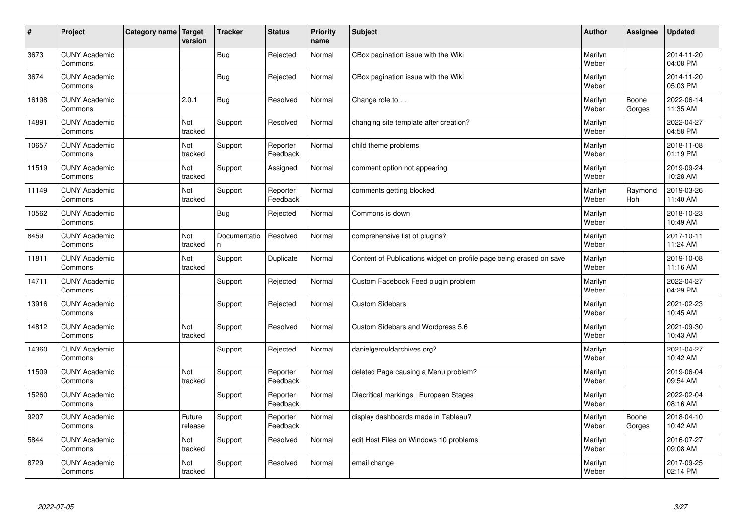| # | Project | Category name | Target version | Tracker | Status | Priority name | Subject | Author | Assignee | Updated |
|---|---|---|---|---|---|---|---|---|---|---|
| 3673 | CUNY Academic Commons | | | Bug | Rejected | Normal | CBox pagination issue with the Wiki | Marilyn Weber | | 2014-11-20 04:08 PM |
| 3674 | CUNY Academic Commons | | | Bug | Rejected | Normal | CBox pagination issue with the Wiki | Marilyn Weber | | 2014-11-20 05:03 PM |
| 16198 | CUNY Academic Commons | | 2.0.1 | Bug | Resolved | Normal | Change role to . . | Marilyn Weber | Boone Gorges | 2022-06-14 11:35 AM |
| 14891 | CUNY Academic Commons | | Not tracked | Support | Resolved | Normal | changing site template after creation? | Marilyn Weber | | 2022-04-27 04:58 PM |
| 10657 | CUNY Academic Commons | | Not tracked | Support | Reporter Feedback | Normal | child theme problems | Marilyn Weber | | 2018-11-08 01:19 PM |
| 11519 | CUNY Academic Commons | | Not tracked | Support | Assigned | Normal | comment option not appearing | Marilyn Weber | | 2019-09-24 10:28 AM |
| 11149 | CUNY Academic Commons | | Not tracked | Support | Reporter Feedback | Normal | comments getting blocked | Marilyn Weber | Raymond Hoh | 2019-03-26 11:40 AM |
| 10562 | CUNY Academic Commons | | | Bug | Rejected | Normal | Commons is down | Marilyn Weber | | 2018-10-23 10:49 AM |
| 8459 | CUNY Academic Commons | | Not tracked | Documentation | Resolved | Normal | comprehensive list of plugins? | Marilyn Weber | | 2017-10-11 11:24 AM |
| 11811 | CUNY Academic Commons | | Not tracked | Support | Duplicate | Normal | Content of Publications widget on profile page being erased on save | Marilyn Weber | | 2019-10-08 11:16 AM |
| 14711 | CUNY Academic Commons | | | Support | Rejected | Normal | Custom Facebook Feed plugin problem | Marilyn Weber | | 2022-04-27 04:29 PM |
| 13916 | CUNY Academic Commons | | | Support | Rejected | Normal | Custom Sidebars | Marilyn Weber | | 2021-02-23 10:45 AM |
| 14812 | CUNY Academic Commons | | Not tracked | Support | Resolved | Normal | Custom Sidebars and Wordpress 5.6 | Marilyn Weber | | 2021-09-30 10:43 AM |
| 14360 | CUNY Academic Commons | | | Support | Rejected | Normal | danielgerouldarchives.org? | Marilyn Weber | | 2021-04-27 10:42 AM |
| 11509 | CUNY Academic Commons | | Not tracked | Support | Reporter Feedback | Normal | deleted Page causing a Menu problem? | Marilyn Weber | | 2019-06-04 09:54 AM |
| 15260 | CUNY Academic Commons | | | Support | Reporter Feedback | Normal | Diacritical markings \| European Stages | Marilyn Weber | | 2022-02-04 08:16 AM |
| 9207 | CUNY Academic Commons | | Future release | Support | Reporter Feedback | Normal | display dashboards made in Tableau? | Marilyn Weber | Boone Gorges | 2018-04-10 10:42 AM |
| 5844 | CUNY Academic Commons | | Not tracked | Support | Resolved | Normal | edit Host Files on Windows 10 problems | Marilyn Weber | | 2016-07-27 09:08 AM |
| 8729 | CUNY Academic Commons | | Not tracked | Support | Resolved | Normal | email change | Marilyn Weber | | 2017-09-25 02:14 PM |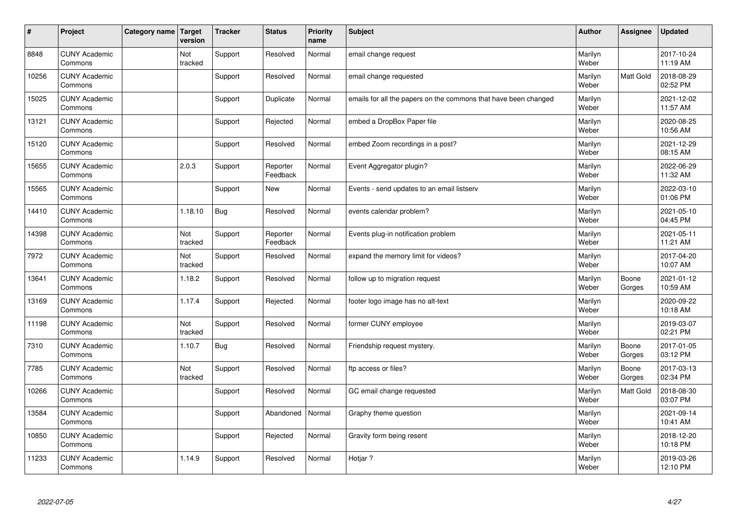| # | Project | Category name | Target version | Tracker | Status | Priority name | Subject | Author | Assignee | Updated |
|---|---|---|---|---|---|---|---|---|---|---|
| 8848 | CUNY Academic Commons | | Not tracked | Support | Resolved | Normal | email change request | Marilyn Weber | | 2017-10-24 11:19 AM |
| 10256 | CUNY Academic Commons | | | Support | Resolved | Normal | email change requested | Marilyn Weber | Matt Gold | 2018-08-29 02:52 PM |
| 15025 | CUNY Academic Commons | | | Support | Duplicate | Normal | emails for all the papers on the commons that have been changed | Marilyn Weber | | 2021-12-02 11:57 AM |
| 13121 | CUNY Academic Commons | | | Support | Rejected | Normal | embed a DropBox Paper file | Marilyn Weber | | 2020-08-25 10:56 AM |
| 15120 | CUNY Academic Commons | | | Support | Resolved | Normal | embed Zoom recordings in a post? | Marilyn Weber | | 2021-12-29 08:15 AM |
| 15655 | CUNY Academic Commons | | 2.0.3 | Support | Reporter Feedback | Normal | Event Aggregator plugin? | Marilyn Weber | | 2022-06-29 11:32 AM |
| 15565 | CUNY Academic Commons | | | Support | New | Normal | Events - send updates to an email listserv | Marilyn Weber | | 2022-03-10 01:06 PM |
| 14410 | CUNY Academic Commons | | 1.18.10 | Bug | Resolved | Normal | events calendar problem? | Marilyn Weber | | 2021-05-10 04:45 PM |
| 14398 | CUNY Academic Commons | | Not tracked | Support | Reporter Feedback | Normal | Events plug-in notification problem | Marilyn Weber | | 2021-05-11 11:21 AM |
| 7972 | CUNY Academic Commons | | Not tracked | Support | Resolved | Normal | expand the memory limit for videos? | Marilyn Weber | | 2017-04-20 10:07 AM |
| 13641 | CUNY Academic Commons | | 1.18.2 | Support | Resolved | Normal | follow up to migration request | Marilyn Weber | Boone Gorges | 2021-01-12 10:59 AM |
| 13169 | CUNY Academic Commons | | 1.17.4 | Support | Rejected | Normal | footer logo image has no alt-text | Marilyn Weber | | 2020-09-22 10:18 AM |
| 11198 | CUNY Academic Commons | | Not tracked | Support | Resolved | Normal | former CUNY employee | Marilyn Weber | | 2019-03-07 02:21 PM |
| 7310 | CUNY Academic Commons | | 1.10.7 | Bug | Resolved | Normal | Friendship request mystery. | Marilyn Weber | Boone Gorges | 2017-01-05 03:12 PM |
| 7785 | CUNY Academic Commons | | Not tracked | Support | Resolved | Normal | ftp access or files? | Marilyn Weber | Boone Gorges | 2017-03-13 02:34 PM |
| 10266 | CUNY Academic Commons | | | Support | Resolved | Normal | GC email change requested | Marilyn Weber | Matt Gold | 2018-08-30 03:07 PM |
| 13584 | CUNY Academic Commons | | | Support | Abandoned | Normal | Graphy theme question | Marilyn Weber | | 2021-09-14 10:41 AM |
| 10850 | CUNY Academic Commons | | | Support | Rejected | Normal | Gravity form being resent | Marilyn Weber | | 2018-12-20 10:18 PM |
| 11233 | CUNY Academic Commons | | 1.14.9 | Support | Resolved | Normal | Hotjar ? | Marilyn Weber | | 2019-03-26 12:10 PM |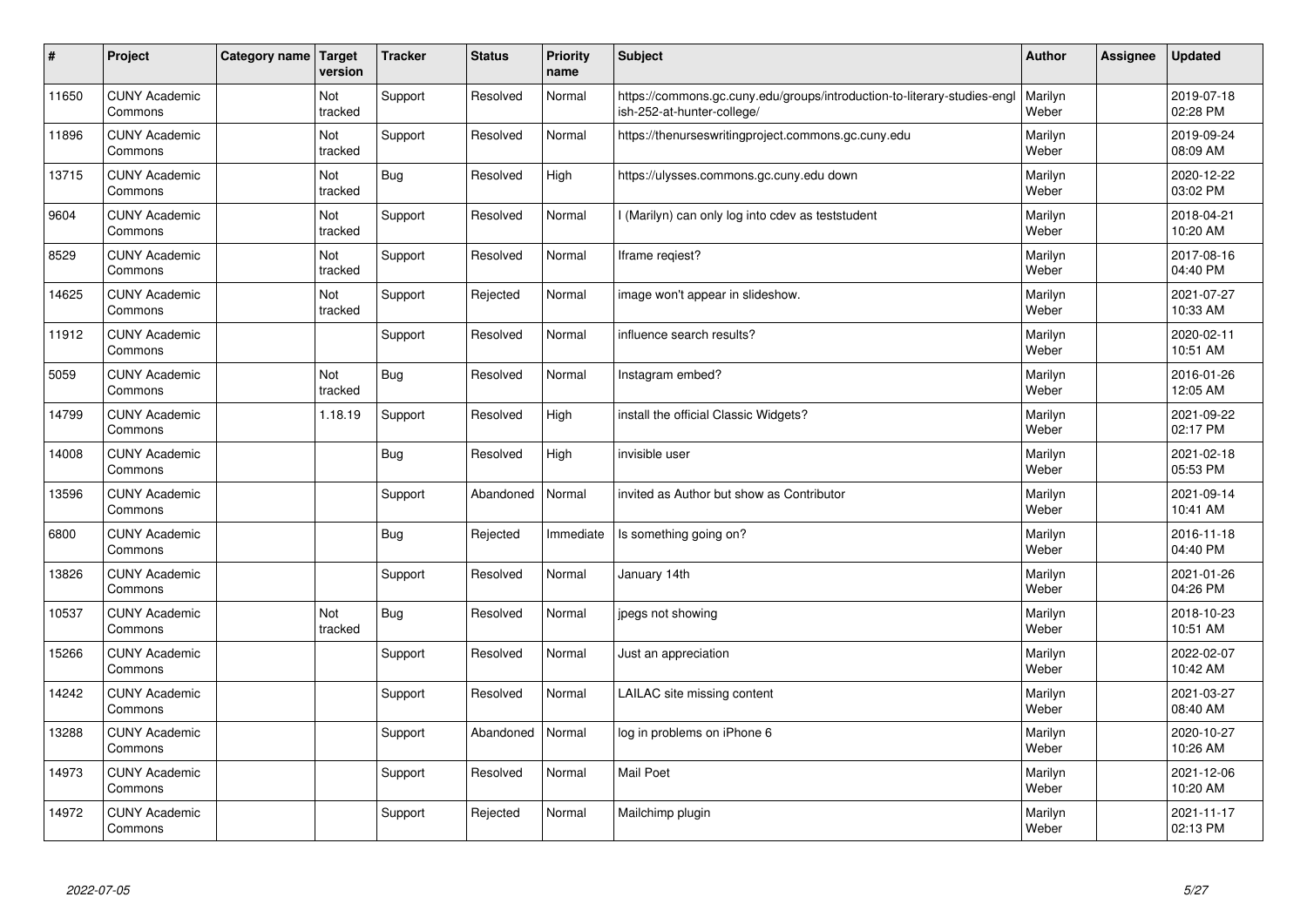| # | Project | Category name | Target version | Tracker | Status | Priority name | Subject | Author | Assignee | Updated |
|---|---|---|---|---|---|---|---|---|---|---|
| 11650 | CUNY Academic Commons | | Not tracked | Support | Resolved | Normal | https://commons.gc.cuny.edu/groups/introduction-to-literary-studies-english-252-at-hunter-college/ | Marilyn Weber | | 2019-07-18 02:28 PM |
| 11896 | CUNY Academic Commons | | Not tracked | Support | Resolved | Normal | https://thenurseswritingproject.commons.gc.cuny.edu | Marilyn Weber | | 2019-09-24 08:09 AM |
| 13715 | CUNY Academic Commons | | Not tracked | Bug | Resolved | High | https://ulysses.commons.gc.cuny.edu down | Marilyn Weber | | 2020-12-22 03:02 PM |
| 9604 | CUNY Academic Commons | | Not tracked | Support | Resolved | Normal | I (Marilyn) can only log into cdev as teststudent | Marilyn Weber | | 2018-04-21 10:20 AM |
| 8529 | CUNY Academic Commons | | Not tracked | Support | Resolved | Normal | Iframe reqiest? | Marilyn Weber | | 2017-08-16 04:40 PM |
| 14625 | CUNY Academic Commons | | Not tracked | Support | Rejected | Normal | image won't appear in slideshow. | Marilyn Weber | | 2021-07-27 10:33 AM |
| 11912 | CUNY Academic Commons | | | Support | Resolved | Normal | influence search results? | Marilyn Weber | | 2020-02-11 10:51 AM |
| 5059 | CUNY Academic Commons | | Not tracked | Bug | Resolved | Normal | Instagram embed? | Marilyn Weber | | 2016-01-26 12:05 AM |
| 14799 | CUNY Academic Commons | | 1.18.19 | Support | Resolved | High | install the official Classic Widgets? | Marilyn Weber | | 2021-09-22 02:17 PM |
| 14008 | CUNY Academic Commons | | | Bug | Resolved | High | invisible user | Marilyn Weber | | 2021-02-18 05:53 PM |
| 13596 | CUNY Academic Commons | | | Support | Abandoned | Normal | invited as Author but show as Contributor | Marilyn Weber | | 2021-09-14 10:41 AM |
| 6800 | CUNY Academic Commons | | | Bug | Rejected | Immediate | Is something going on? | Marilyn Weber | | 2016-11-18 04:40 PM |
| 13826 | CUNY Academic Commons | | | Support | Resolved | Normal | January 14th | Marilyn Weber | | 2021-01-26 04:26 PM |
| 10537 | CUNY Academic Commons | | Not tracked | Bug | Resolved | Normal | jpegs not showing | Marilyn Weber | | 2018-10-23 10:51 AM |
| 15266 | CUNY Academic Commons | | | Support | Resolved | Normal | Just an appreciation | Marilyn Weber | | 2022-02-07 10:42 AM |
| 14242 | CUNY Academic Commons | | | Support | Resolved | Normal | LAILAC site missing content | Marilyn Weber | | 2021-03-27 08:40 AM |
| 13288 | CUNY Academic Commons | | | Support | Abandoned | Normal | log in problems on iPhone 6 | Marilyn Weber | | 2020-10-27 10:26 AM |
| 14973 | CUNY Academic Commons | | | Support | Resolved | Normal | Mail Poet | Marilyn Weber | | 2021-12-06 10:20 AM |
| 14972 | CUNY Academic Commons | | | Support | Rejected | Normal | Mailchimp plugin | Marilyn Weber | | 2021-11-17 02:13 PM |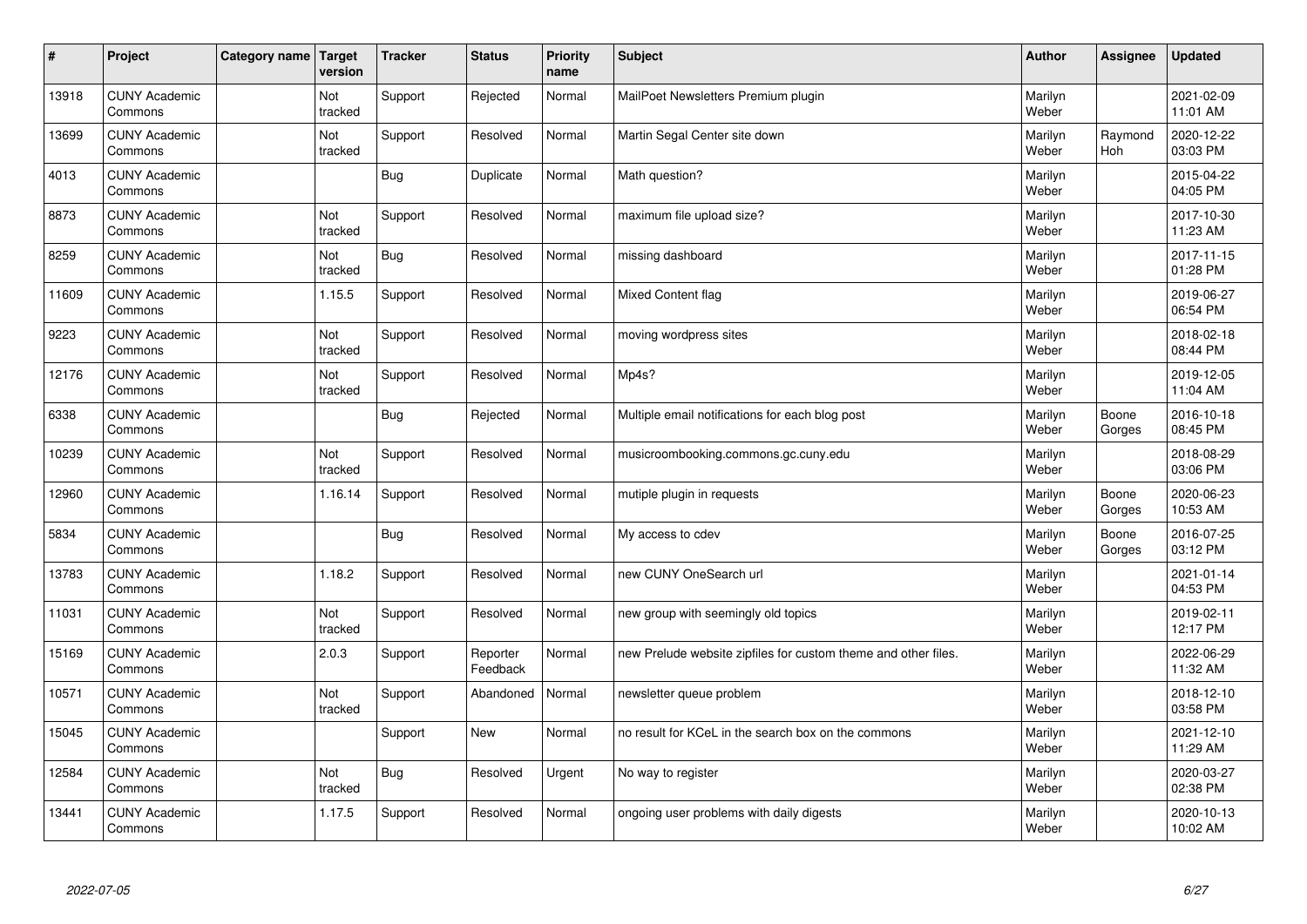| # | Project | Category name | Target version | Tracker | Status | Priority name | Subject | Author | Assignee | Updated |
|---|---|---|---|---|---|---|---|---|---|---|
| 13918 | CUNY Academic Commons | | Not tracked | Support | Rejected | Normal | MailPoet Newsletters Premium plugin | Marilyn Weber | | 2021-02-09 11:01 AM |
| 13699 | CUNY Academic Commons | | Not tracked | Support | Resolved | Normal | Martin Segal Center site down | Marilyn Weber | Raymond Hoh | 2020-12-22 03:03 PM |
| 4013 | CUNY Academic Commons | | | Bug | Duplicate | Normal | Math question? | Marilyn Weber | | 2015-04-22 04:05 PM |
| 8873 | CUNY Academic Commons | | Not tracked | Support | Resolved | Normal | maximum file upload size? | Marilyn Weber | | 2017-10-30 11:23 AM |
| 8259 | CUNY Academic Commons | | Not tracked | Bug | Resolved | Normal | missing dashboard | Marilyn Weber | | 2017-11-15 01:28 PM |
| 11609 | CUNY Academic Commons | | 1.15.5 | Support | Resolved | Normal | Mixed Content flag | Marilyn Weber | | 2019-06-27 06:54 PM |
| 9223 | CUNY Academic Commons | | Not tracked | Support | Resolved | Normal | moving wordpress sites | Marilyn Weber | | 2018-02-18 08:44 PM |
| 12176 | CUNY Academic Commons | | Not tracked | Support | Resolved | Normal | Mp4s? | Marilyn Weber | | 2019-12-05 11:04 AM |
| 6338 | CUNY Academic Commons | | | Bug | Rejected | Normal | Multiple email notifications for each blog post | Marilyn Weber | Boone Gorges | 2016-10-18 08:45 PM |
| 10239 | CUNY Academic Commons | | Not tracked | Support | Resolved | Normal | musicroombooking.commons.gc.cuny.edu | Marilyn Weber | | 2018-08-29 03:06 PM |
| 12960 | CUNY Academic Commons | | 1.16.14 | Support | Resolved | Normal | mutiple plugin in requests | Marilyn Weber | Boone Gorges | 2020-06-23 10:53 AM |
| 5834 | CUNY Academic Commons | | | Bug | Resolved | Normal | My access to cdev | Marilyn Weber | Boone Gorges | 2016-07-25 03:12 PM |
| 13783 | CUNY Academic Commons | | 1.18.2 | Support | Resolved | Normal | new CUNY OneSearch url | Marilyn Weber | | 2021-01-14 04:53 PM |
| 11031 | CUNY Academic Commons | | Not tracked | Support | Resolved | Normal | new group with seemingly old topics | Marilyn Weber | | 2019-02-11 12:17 PM |
| 15169 | CUNY Academic Commons | | 2.0.3 | Support | Reporter Feedback | Normal | new Prelude website zipfiles for custom theme and other files. | Marilyn Weber | | 2022-06-29 11:32 AM |
| 10571 | CUNY Academic Commons | | Not tracked | Support | Abandoned | Normal | newsletter queue problem | Marilyn Weber | | 2018-12-10 03:58 PM |
| 15045 | CUNY Academic Commons | | | Support | New | Normal | no result for KCeL in the search box on the commons | Marilyn Weber | | 2021-12-10 11:29 AM |
| 12584 | CUNY Academic Commons | | Not tracked | Bug | Resolved | Urgent | No way to register | Marilyn Weber | | 2020-03-27 02:38 PM |
| 13441 | CUNY Academic Commons | | 1.17.5 | Support | Resolved | Normal | ongoing user problems with daily digests | Marilyn Weber | | 2020-10-13 10:02 AM |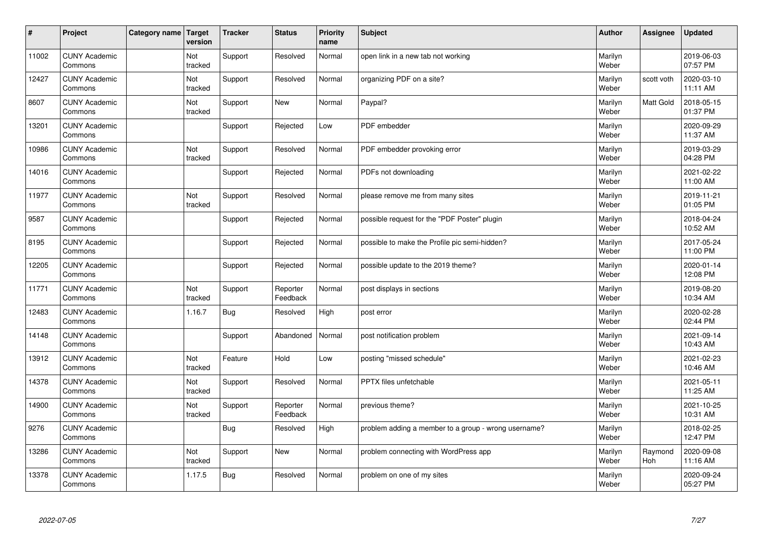| # | Project | Category name | Target version | Tracker | Status | Priority name | Subject | Author | Assignee | Updated |
|---|---|---|---|---|---|---|---|---|---|---|
| 11002 | CUNY Academic Commons | | Not tracked | Support | Resolved | Normal | open link in a new tab not working | Marilyn Weber | | 2019-06-03 07:57 PM |
| 12427 | CUNY Academic Commons | | Not tracked | Support | Resolved | Normal | organizing PDF on a site? | Marilyn Weber | scott voth | 2020-03-10 11:11 AM |
| 8607 | CUNY Academic Commons | | Not tracked | Support | New | Normal | Paypal? | Marilyn Weber | Matt Gold | 2018-05-15 01:37 PM |
| 13201 | CUNY Academic Commons | | | Support | Rejected | Low | PDF embedder | Marilyn Weber | | 2020-09-29 11:37 AM |
| 10986 | CUNY Academic Commons | | Not tracked | Support | Resolved | Normal | PDF embedder provoking error | Marilyn Weber | | 2019-03-29 04:28 PM |
| 14016 | CUNY Academic Commons | | | Support | Rejected | Normal | PDFs not downloading | Marilyn Weber | | 2021-02-22 11:00 AM |
| 11977 | CUNY Academic Commons | | Not tracked | Support | Resolved | Normal | please remove me from many sites | Marilyn Weber | | 2019-11-21 01:05 PM |
| 9587 | CUNY Academic Commons | | | Support | Rejected | Normal | possible request for the "PDF Poster" plugin | Marilyn Weber | | 2018-04-24 10:52 AM |
| 8195 | CUNY Academic Commons | | | Support | Rejected | Normal | possible to make the Profile pic semi-hidden? | Marilyn Weber | | 2017-05-24 11:00 PM |
| 12205 | CUNY Academic Commons | | | Support | Rejected | Normal | possible update to the 2019 theme? | Marilyn Weber | | 2020-01-14 12:08 PM |
| 11771 | CUNY Academic Commons | | Not tracked | Support | Reporter Feedback | Normal | post displays in sections | Marilyn Weber | | 2019-08-20 10:34 AM |
| 12483 | CUNY Academic Commons | | 1.16.7 | Bug | Resolved | High | post error | Marilyn Weber | | 2020-02-28 02:44 PM |
| 14148 | CUNY Academic Commons | | | Support | Abandoned | Normal | post notification problem | Marilyn Weber | | 2021-09-14 10:43 AM |
| 13912 | CUNY Academic Commons | | Not tracked | Feature | Hold | Low | posting "missed schedule" | Marilyn Weber | | 2021-02-23 10:46 AM |
| 14378 | CUNY Academic Commons | | Not tracked | Support | Resolved | Normal | PPTX files unfetchable | Marilyn Weber | | 2021-05-11 11:25 AM |
| 14900 | CUNY Academic Commons | | Not tracked | Support | Reporter Feedback | Normal | previous theme? | Marilyn Weber | | 2021-10-25 10:31 AM |
| 9276 | CUNY Academic Commons | | | Bug | Resolved | High | problem adding a member to a group - wrong username? | Marilyn Weber | | 2018-02-25 12:47 PM |
| 13286 | CUNY Academic Commons | | Not tracked | Support | New | Normal | problem connecting with WordPress app | Marilyn Weber | Raymond Hoh | 2020-09-08 11:16 AM |
| 13378 | CUNY Academic Commons | | 1.17.5 | Bug | Resolved | Normal | problem on one of my sites | Marilyn Weber | | 2020-09-24 05:27 PM |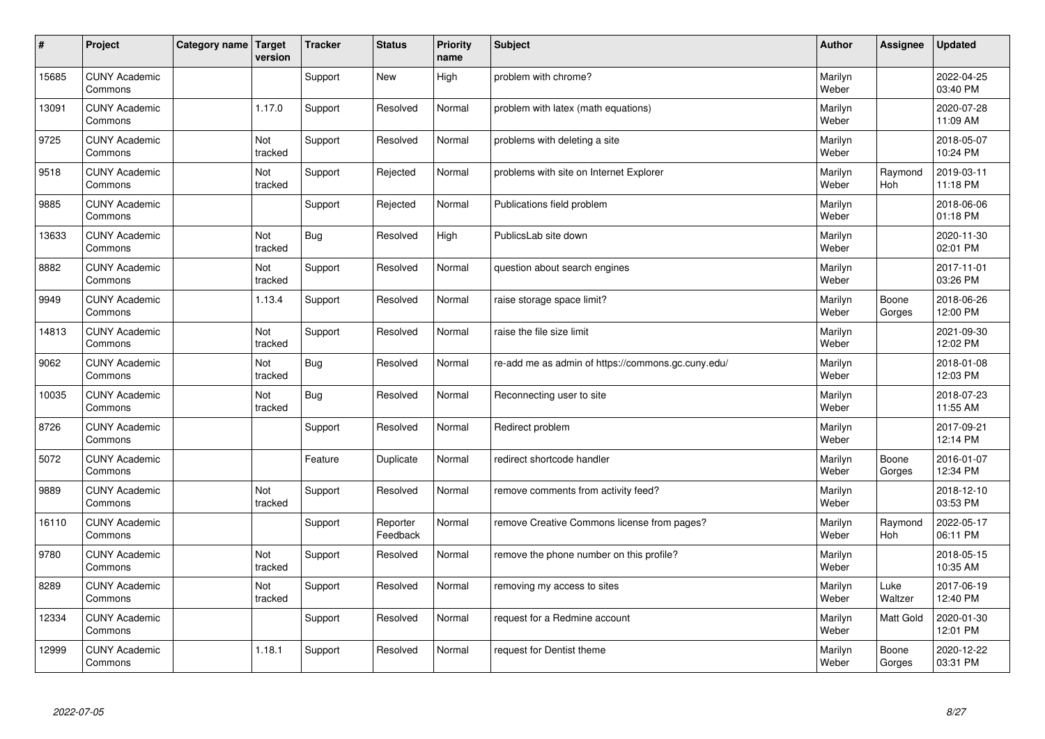| # | Project | Category name | Target version | Tracker | Status | Priority name | Subject | Author | Assignee | Updated |
|---|---|---|---|---|---|---|---|---|---|---|
| 15685 | CUNY Academic Commons | | | Support | New | High | problem with chrome? | Marilyn Weber | | 2022-04-25 03:40 PM |
| 13091 | CUNY Academic Commons | | 1.17.0 | Support | Resolved | Normal | problem with latex (math equations) | Marilyn Weber | | 2020-07-28 11:09 AM |
| 9725 | CUNY Academic Commons | | Not tracked | Support | Resolved | Normal | problems with deleting a site | Marilyn Weber | | 2018-05-07 10:24 PM |
| 9518 | CUNY Academic Commons | | Not tracked | Support | Rejected | Normal | problems with site on Internet Explorer | Marilyn Weber | Raymond Hoh | 2019-03-11 11:18 PM |
| 9885 | CUNY Academic Commons | | | Support | Rejected | Normal | Publications field problem | Marilyn Weber | | 2018-06-06 01:18 PM |
| 13633 | CUNY Academic Commons | | Not tracked | Bug | Resolved | High | PublicsLab site down | Marilyn Weber | | 2020-11-30 02:01 PM |
| 8882 | CUNY Academic Commons | | Not tracked | Support | Resolved | Normal | question about search engines | Marilyn Weber | | 2017-11-01 03:26 PM |
| 9949 | CUNY Academic Commons | | 1.13.4 | Support | Resolved | Normal | raise storage space limit? | Marilyn Weber | Boone Gorges | 2018-06-26 12:00 PM |
| 14813 | CUNY Academic Commons | | Not tracked | Support | Resolved | Normal | raise the file size limit | Marilyn Weber | | 2021-09-30 12:02 PM |
| 9062 | CUNY Academic Commons | | Not tracked | Bug | Resolved | Normal | re-add me as admin of https://commons.gc.cuny.edu/ | Marilyn Weber | | 2018-01-08 12:03 PM |
| 10035 | CUNY Academic Commons | | Not tracked | Bug | Resolved | Normal | Reconnecting user to site | Marilyn Weber | | 2018-07-23 11:55 AM |
| 8726 | CUNY Academic Commons | | | Support | Resolved | Normal | Redirect problem | Marilyn Weber | | 2017-09-21 12:14 PM |
| 5072 | CUNY Academic Commons | | | Feature | Duplicate | Normal | redirect shortcode handler | Marilyn Weber | Boone Gorges | 2016-01-07 12:34 PM |
| 9889 | CUNY Academic Commons | | Not tracked | Support | Resolved | Normal | remove comments from activity feed? | Marilyn Weber | | 2018-12-10 03:53 PM |
| 16110 | CUNY Academic Commons | | | Support | Reporter Feedback | Normal | remove Creative Commons license from pages? | Marilyn Weber | Raymond Hoh | 2022-05-17 06:11 PM |
| 9780 | CUNY Academic Commons | | Not tracked | Support | Resolved | Normal | remove the phone number on this profile? | Marilyn Weber | | 2018-05-15 10:35 AM |
| 8289 | CUNY Academic Commons | | Not tracked | Support | Resolved | Normal | removing my access to sites | Marilyn Weber | Luke Waltzer | 2017-06-19 12:40 PM |
| 12334 | CUNY Academic Commons | | | Support | Resolved | Normal | request for a Redmine account | Marilyn Weber | Matt Gold | 2020-01-30 12:01 PM |
| 12999 | CUNY Academic Commons | | 1.18.1 | Support | Resolved | Normal | request for Dentist theme | Marilyn Weber | Boone Gorges | 2020-12-22 03:31 PM |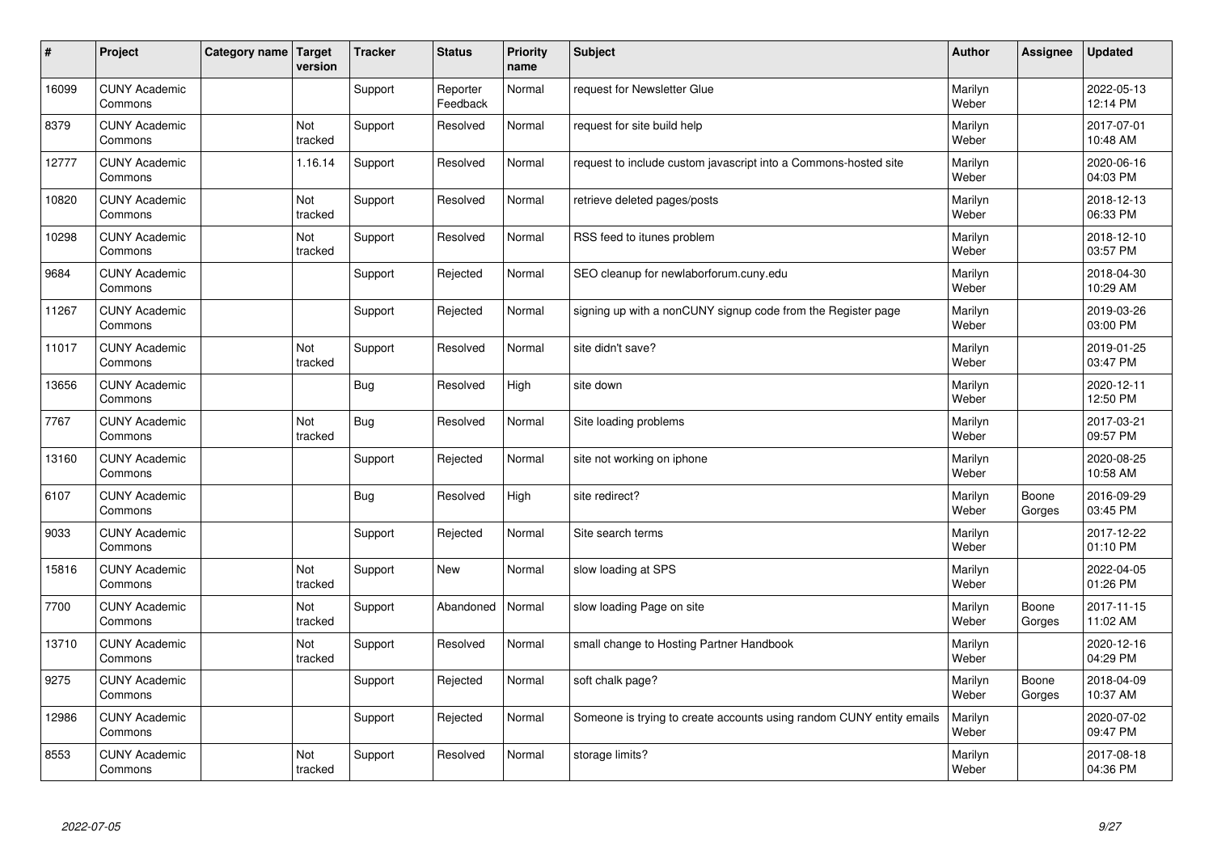| # | Project | Category name | Target version | Tracker | Status | Priority name | Subject | Author | Assignee | Updated |
|---|---|---|---|---|---|---|---|---|---|---|
| 16099 | CUNY Academic Commons | | | Support | Reporter Feedback | Normal | request for Newsletter Glue | Marilyn Weber | | 2022-05-13 12:14 PM |
| 8379 | CUNY Academic Commons | | Not tracked | Support | Resolved | Normal | request for site build help | Marilyn Weber | | 2017-07-01 10:48 AM |
| 12777 | CUNY Academic Commons | | 1.16.14 | Support | Resolved | Normal | request to include custom javascript into a Commons-hosted site | Marilyn Weber | | 2020-06-16 04:03 PM |
| 10820 | CUNY Academic Commons | | Not tracked | Support | Resolved | Normal | retrieve deleted pages/posts | Marilyn Weber | | 2018-12-13 06:33 PM |
| 10298 | CUNY Academic Commons | | Not tracked | Support | Resolved | Normal | RSS feed to itunes problem | Marilyn Weber | | 2018-12-10 03:57 PM |
| 9684 | CUNY Academic Commons | | | Support | Rejected | Normal | SEO cleanup for newlaborforum.cuny.edu | Marilyn Weber | | 2018-04-30 10:29 AM |
| 11267 | CUNY Academic Commons | | | Support | Rejected | Normal | signing up with a nonCUNY signup code from the Register page | Marilyn Weber | | 2019-03-26 03:00 PM |
| 11017 | CUNY Academic Commons | | Not tracked | Support | Resolved | Normal | site didn't save? | Marilyn Weber | | 2019-01-25 03:47 PM |
| 13656 | CUNY Academic Commons | | | Bug | Resolved | High | site down | Marilyn Weber | | 2020-12-11 12:50 PM |
| 7767 | CUNY Academic Commons | | Not tracked | Bug | Resolved | Normal | Site loading problems | Marilyn Weber | | 2017-03-21 09:57 PM |
| 13160 | CUNY Academic Commons | | | Support | Rejected | Normal | site not working on iphone | Marilyn Weber | | 2020-08-25 10:58 AM |
| 6107 | CUNY Academic Commons | | | Bug | Resolved | High | site redirect? | Marilyn Weber | Boone Gorges | 2016-09-29 03:45 PM |
| 9033 | CUNY Academic Commons | | | Support | Rejected | Normal | Site search terms | Marilyn Weber | | 2017-12-22 01:10 PM |
| 15816 | CUNY Academic Commons | | Not tracked | Support | New | Normal | slow loading at SPS | Marilyn Weber | | 2022-04-05 01:26 PM |
| 7700 | CUNY Academic Commons | | Not tracked | Support | Abandoned | Normal | slow loading Page on site | Marilyn Weber | Boone Gorges | 2017-11-15 11:02 AM |
| 13710 | CUNY Academic Commons | | Not tracked | Support | Resolved | Normal | small change to Hosting Partner Handbook | Marilyn Weber | | 2020-12-16 04:29 PM |
| 9275 | CUNY Academic Commons | | | Support | Rejected | Normal | soft chalk page? | Marilyn Weber | Boone Gorges | 2018-04-09 10:37 AM |
| 12986 | CUNY Academic Commons | | | Support | Rejected | Normal | Someone is trying to create accounts using random CUNY entity emails | Marilyn Weber | | 2020-07-02 09:47 PM |
| 8553 | CUNY Academic Commons | | Not tracked | Support | Resolved | Normal | storage limits? | Marilyn Weber | | 2017-08-18 04:36 PM |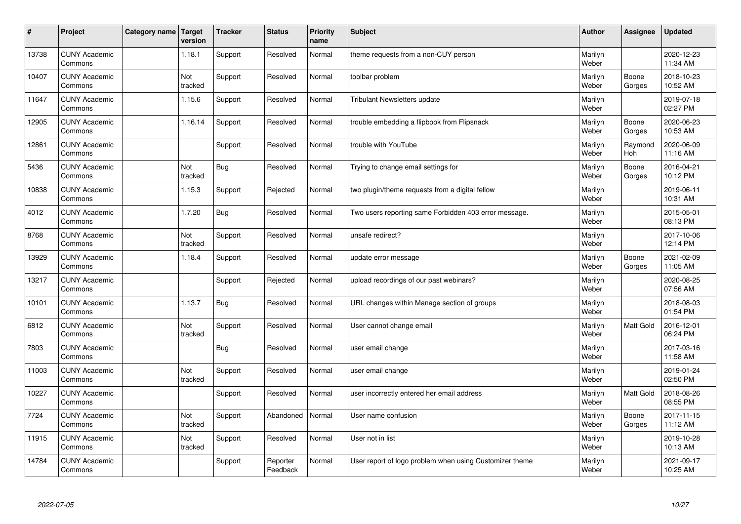| # | Project | Category name | Target version | Tracker | Status | Priority name | Subject | Author | Assignee | Updated |
|---|---|---|---|---|---|---|---|---|---|---|
| 13738 | CUNY Academic Commons | | 1.18.1 | Support | Resolved | Normal | theme requests from a non-CUY person | Marilyn Weber | | 2020-12-23 11:34 AM |
| 10407 | CUNY Academic Commons | | Not tracked | Support | Resolved | Normal | toolbar problem | Marilyn Weber | Boone Gorges | 2018-10-23 10:52 AM |
| 11647 | CUNY Academic Commons | | 1.15.6 | Support | Resolved | Normal | Tribulant Newsletters update | Marilyn Weber | | 2019-07-18 02:27 PM |
| 12905 | CUNY Academic Commons | | 1.16.14 | Support | Resolved | Normal | trouble embedding a flipbook from Flipsnack | Marilyn Weber | Boone Gorges | 2020-06-23 10:53 AM |
| 12861 | CUNY Academic Commons | | | Support | Resolved | Normal | trouble with YouTube | Marilyn Weber | Raymond Hoh | 2020-06-09 11:16 AM |
| 5436 | CUNY Academic Commons | | Not tracked | Bug | Resolved | Normal | Trying to change email settings for | Marilyn Weber | Boone Gorges | 2016-04-21 10:12 PM |
| 10838 | CUNY Academic Commons | | 1.15.3 | Support | Rejected | Normal | two plugin/theme requests from a digital fellow | Marilyn Weber | | 2019-06-11 10:31 AM |
| 4012 | CUNY Academic Commons | | 1.7.20 | Bug | Resolved | Normal | Two users reporting same Forbidden 403 error message. | Marilyn Weber | | 2015-05-01 08:13 PM |
| 8768 | CUNY Academic Commons | | Not tracked | Support | Resolved | Normal | unsafe redirect? | Marilyn Weber | | 2017-10-06 12:14 PM |
| 13929 | CUNY Academic Commons | | 1.18.4 | Support | Resolved | Normal | update error message | Marilyn Weber | Boone Gorges | 2021-02-09 11:05 AM |
| 13217 | CUNY Academic Commons | | | Support | Rejected | Normal | upload recordings of our past webinars? | Marilyn Weber | | 2020-08-25 07:56 AM |
| 10101 | CUNY Academic Commons | | 1.13.7 | Bug | Resolved | Normal | URL changes within Manage section of groups | Marilyn Weber | | 2018-08-03 01:54 PM |
| 6812 | CUNY Academic Commons | | Not tracked | Support | Resolved | Normal | User cannot change email | Marilyn Weber | Matt Gold | 2016-12-01 06:24 PM |
| 7803 | CUNY Academic Commons | | | Bug | Resolved | Normal | user email change | Marilyn Weber | | 2017-03-16 11:58 AM |
| 11003 | CUNY Academic Commons | | Not tracked | Support | Resolved | Normal | user email change | Marilyn Weber | | 2019-01-24 02:50 PM |
| 10227 | CUNY Academic Commons | | | Support | Resolved | Normal | user incorrectly entered her email address | Marilyn Weber | Matt Gold | 2018-08-26 08:55 PM |
| 7724 | CUNY Academic Commons | | Not tracked | Support | Abandoned | Normal | User name confusion | Marilyn Weber | Boone Gorges | 2017-11-15 11:12 AM |
| 11915 | CUNY Academic Commons | | Not tracked | Support | Resolved | Normal | User not in list | Marilyn Weber | | 2019-10-28 10:13 AM |
| 14784 | CUNY Academic Commons | | | Support | Reporter Feedback | Normal | User report of logo problem when using Customizer theme | Marilyn Weber | | 2021-09-17 10:25 AM |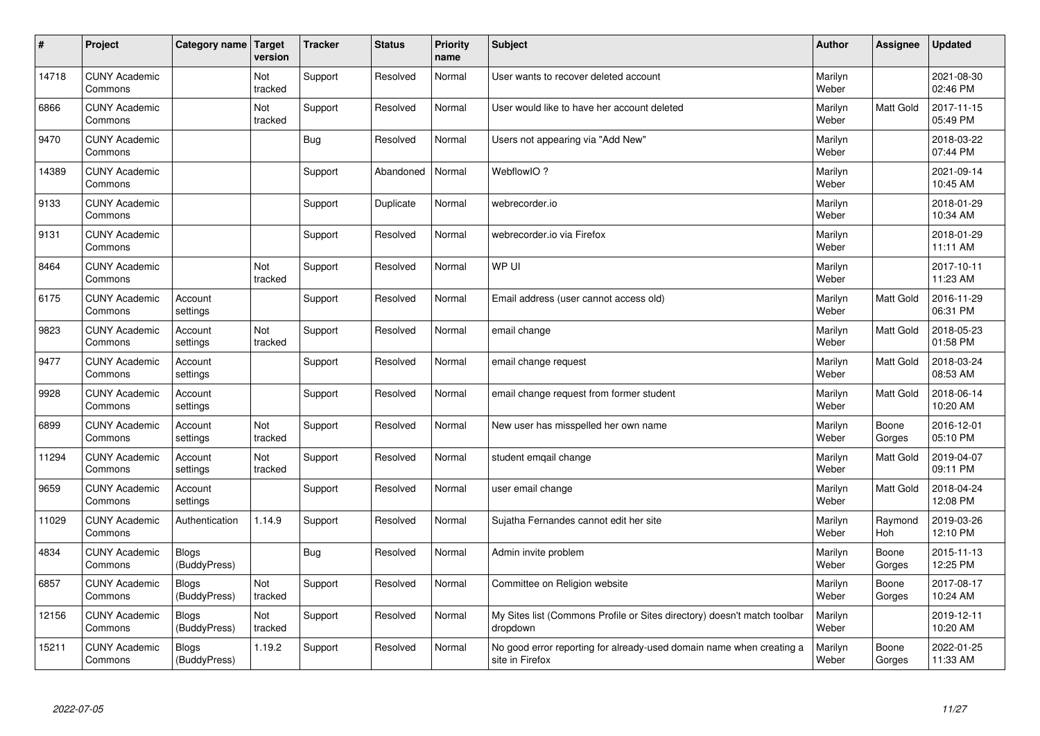| # | Project | Category name | Target version | Tracker | Status | Priority name | Subject | Author | Assignee | Updated |
|---|---|---|---|---|---|---|---|---|---|---|
| 14718 | CUNY Academic Commons | | Not tracked | Support | Resolved | Normal | User wants to recover deleted account | Marilyn Weber | | 2021-08-30 02:46 PM |
| 6866 | CUNY Academic Commons | | Not tracked | Support | Resolved | Normal | User would like to have her account deleted | Marilyn Weber | Matt Gold | 2017-11-15 05:49 PM |
| 9470 | CUNY Academic Commons | | | Bug | Resolved | Normal | Users not appearing via "Add New" | Marilyn Weber | | 2018-03-22 07:44 PM |
| 14389 | CUNY Academic Commons | | | Support | Abandoned | Normal | WebflowIO ? | Marilyn Weber | | 2021-09-14 10:45 AM |
| 9133 | CUNY Academic Commons | | | Support | Duplicate | Normal | webrecorder.io | Marilyn Weber | | 2018-01-29 10:34 AM |
| 9131 | CUNY Academic Commons | | | Support | Resolved | Normal | webrecorder.io via Firefox | Marilyn Weber | | 2018-01-29 11:11 AM |
| 8464 | CUNY Academic Commons | | Not tracked | Support | Resolved | Normal | WP UI | Marilyn Weber | | 2017-10-11 11:23 AM |
| 6175 | CUNY Academic Commons | Account settings | | Support | Resolved | Normal | Email address (user cannot access old) | Marilyn Weber | Matt Gold | 2016-11-29 06:31 PM |
| 9823 | CUNY Academic Commons | Account settings | Not tracked | Support | Resolved | Normal | email change | Marilyn Weber | Matt Gold | 2018-05-23 01:58 PM |
| 9477 | CUNY Academic Commons | Account settings | | Support | Resolved | Normal | email change request | Marilyn Weber | Matt Gold | 2018-03-24 08:53 AM |
| 9928 | CUNY Academic Commons | Account settings | | Support | Resolved | Normal | email change request from former student | Marilyn Weber | Matt Gold | 2018-06-14 10:20 AM |
| 6899 | CUNY Academic Commons | Account settings | Not tracked | Support | Resolved | Normal | New user has misspelled her own name | Marilyn Weber | Boone Gorges | 2016-12-01 05:10 PM |
| 11294 | CUNY Academic Commons | Account settings | Not tracked | Support | Resolved | Normal | student emqail change | Marilyn Weber | Matt Gold | 2019-04-07 09:11 PM |
| 9659 | CUNY Academic Commons | Account settings | | Support | Resolved | Normal | user email change | Marilyn Weber | Matt Gold | 2018-04-24 12:08 PM |
| 11029 | CUNY Academic Commons | Authentication | 1.14.9 | Support | Resolved | Normal | Sujatha Fernandes cannot edit her site | Marilyn Weber | Raymond Hoh | 2019-03-26 12:10 PM |
| 4834 | CUNY Academic Commons | Blogs (BuddyPress) | | Bug | Resolved | Normal | Admin invite problem | Marilyn Weber | Boone Gorges | 2015-11-13 12:25 PM |
| 6857 | CUNY Academic Commons | Blogs (BuddyPress) | Not tracked | Support | Resolved | Normal | Committee on Religion website | Marilyn Weber | Boone Gorges | 2017-08-17 10:24 AM |
| 12156 | CUNY Academic Commons | Blogs (BuddyPress) | Not tracked | Support | Resolved | Normal | My Sites list (Commons Profile or Sites directory) doesn't match toolbar dropdown | Marilyn Weber | | 2019-12-11 10:20 AM |
| 15211 | CUNY Academic Commons | Blogs (BuddyPress) | 1.19.2 | Support | Resolved | Normal | No good error reporting for already-used domain name when creating a site in Firefox | Marilyn Weber | Boone Gorges | 2022-01-25 11:33 AM |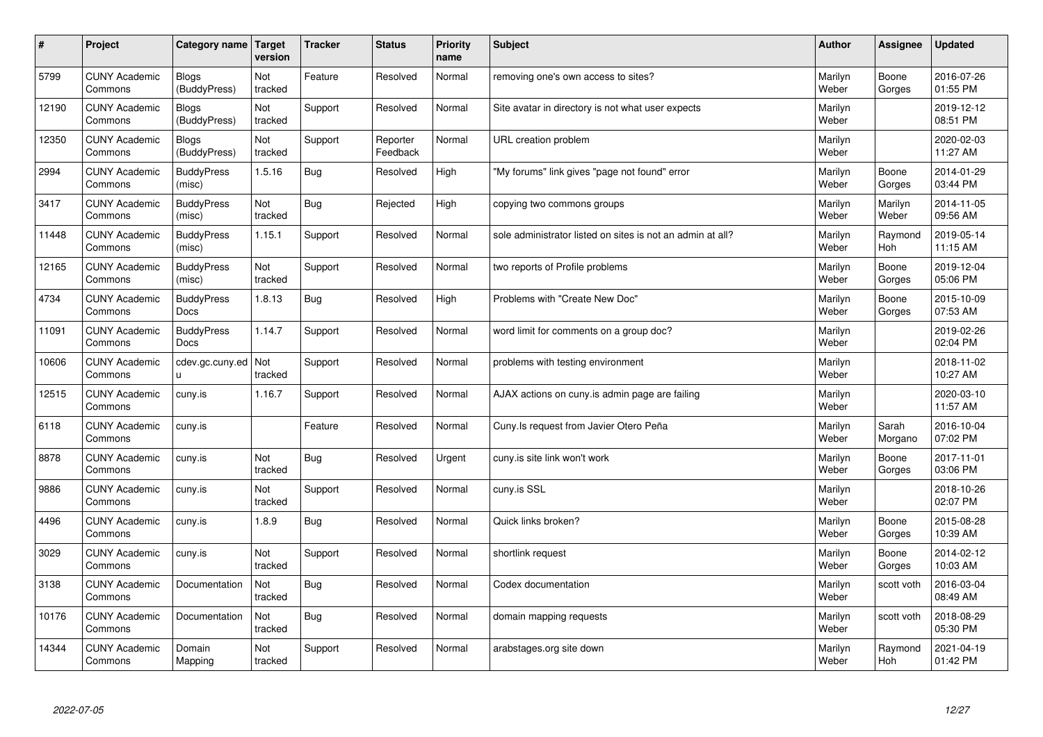| # | Project | Category name | Target version | Tracker | Status | Priority name | Subject | Author | Assignee | Updated |
|---|---|---|---|---|---|---|---|---|---|---|
| 5799 | CUNY Academic Commons | Blogs (BuddyPress) | Not tracked | Feature | Resolved | Normal | removing one's own access to sites? | Marilyn Weber | Boone Gorges | 2016-07-26 01:55 PM |
| 12190 | CUNY Academic Commons | Blogs (BuddyPress) | Not tracked | Support | Resolved | Normal | Site avatar in directory is not what user expects | Marilyn Weber | | 2019-12-12 08:51 PM |
| 12350 | CUNY Academic Commons | Blogs (BuddyPress) | Not tracked | Support | Reporter Feedback | Normal | URL creation problem | Marilyn Weber | | 2020-02-03 11:27 AM |
| 2994 | CUNY Academic Commons | BuddyPress (misc) | 1.5.16 | Bug | Resolved | High | "My forums" link gives "page not found" error | Marilyn Weber | Boone Gorges | 2014-01-29 03:44 PM |
| 3417 | CUNY Academic Commons | BuddyPress (misc) | Not tracked | Bug | Rejected | High | copying two commons groups | Marilyn Weber | Marilyn Weber | 2014-11-05 09:56 AM |
| 11448 | CUNY Academic Commons | BuddyPress (misc) | 1.15.1 | Support | Resolved | Normal | sole administrator listed on sites is not an admin at all? | Marilyn Weber | Raymond Hoh | 2019-05-14 11:15 AM |
| 12165 | CUNY Academic Commons | BuddyPress (misc) | Not tracked | Support | Resolved | Normal | two reports of Profile problems | Marilyn Weber | Boone Gorges | 2019-12-04 05:06 PM |
| 4734 | CUNY Academic Commons | BuddyPress Docs | 1.8.13 | Bug | Resolved | High | Problems with "Create New Doc" | Marilyn Weber | Boone Gorges | 2015-10-09 07:53 AM |
| 11091 | CUNY Academic Commons | BuddyPress Docs | 1.14.7 | Support | Resolved | Normal | word limit for comments on a group doc? | Marilyn Weber | | 2019-02-26 02:04 PM |
| 10606 | CUNY Academic Commons | cdev.gc.cuny.edu | Not tracked | Support | Resolved | Normal | problems with testing environment | Marilyn Weber | | 2018-11-02 10:27 AM |
| 12515 | CUNY Academic Commons | cuny.is | 1.16.7 | Support | Resolved | Normal | AJAX actions on cuny.is admin page are failing | Marilyn Weber | | 2020-03-10 11:57 AM |
| 6118 | CUNY Academic Commons | cuny.is | | Feature | Resolved | Normal | Cuny.Is request from Javier Otero Peña | Marilyn Weber | Sarah Morgano | 2016-10-04 07:02 PM |
| 8878 | CUNY Academic Commons | cuny.is | Not tracked | Bug | Resolved | Urgent | cuny.is site link won't work | Marilyn Weber | Boone Gorges | 2017-11-01 03:06 PM |
| 9886 | CUNY Academic Commons | cuny.is | Not tracked | Support | Resolved | Normal | cuny.is SSL | Marilyn Weber | | 2018-10-26 02:07 PM |
| 4496 | CUNY Academic Commons | cuny.is | 1.8.9 | Bug | Resolved | Normal | Quick links broken? | Marilyn Weber | Boone Gorges | 2015-08-28 10:39 AM |
| 3029 | CUNY Academic Commons | cuny.is | Not tracked | Support | Resolved | Normal | shortlink request | Marilyn Weber | Boone Gorges | 2014-02-12 10:03 AM |
| 3138 | CUNY Academic Commons | Documentation | Not tracked | Bug | Resolved | Normal | Codex documentation | Marilyn Weber | scott voth | 2016-03-04 08:49 AM |
| 10176 | CUNY Academic Commons | Documentation | Not tracked | Bug | Resolved | Normal | domain mapping requests | Marilyn Weber | scott voth | 2018-08-29 05:30 PM |
| 14344 | CUNY Academic Commons | Domain Mapping | Not tracked | Support | Resolved | Normal | arabstages.org site down | Marilyn Weber | Raymond Hoh | 2021-04-19 01:42 PM |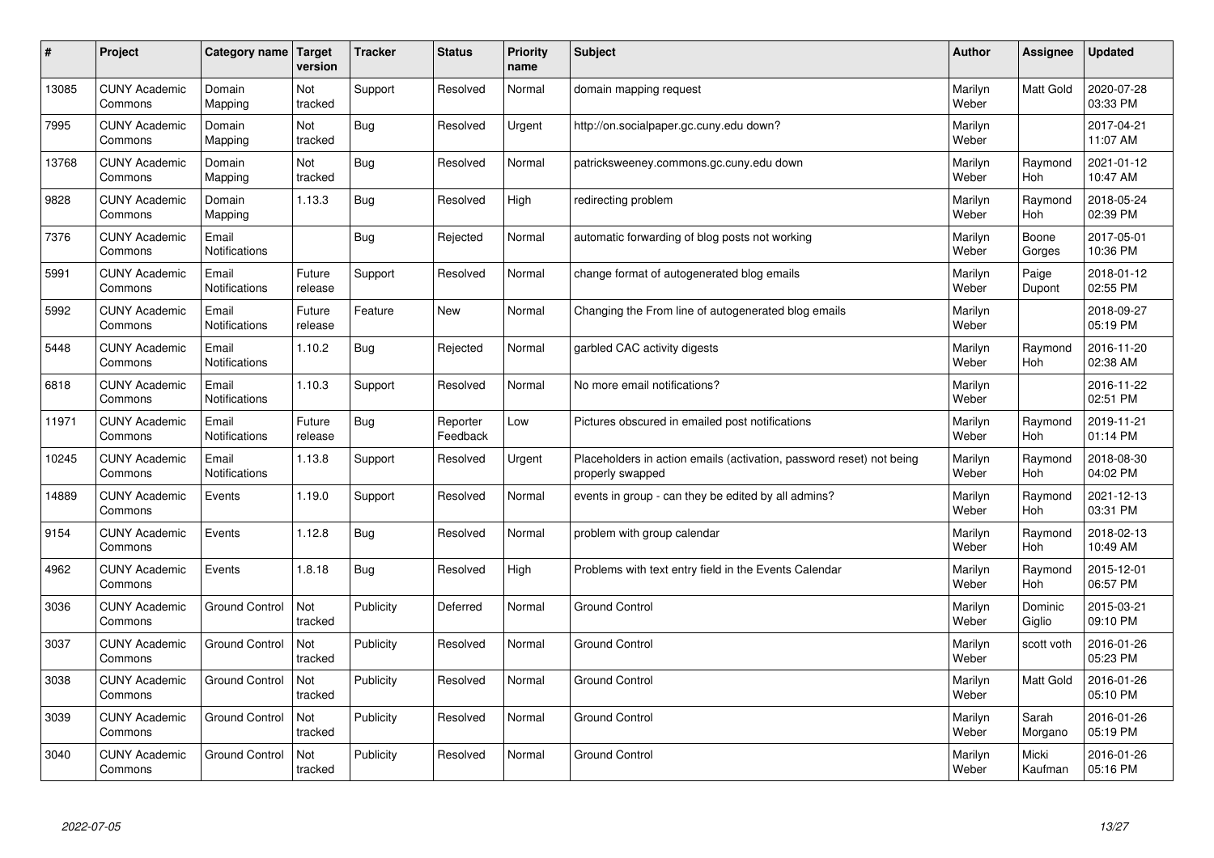| # | Project | Category name | Target version | Tracker | Status | Priority name | Subject | Author | Assignee | Updated |
|---|---|---|---|---|---|---|---|---|---|---|
| 13085 | CUNY Academic Commons | Domain Mapping | Not tracked | Support | Resolved | Normal | domain mapping request | Marilyn Weber | Matt Gold | 2020-07-28 03:33 PM |
| 7995 | CUNY Academic Commons | Domain Mapping | Not tracked | Bug | Resolved | Urgent | http://on.socialpaper.gc.cuny.edu down? | Marilyn Weber | | 2017-04-21 11:07 AM |
| 13768 | CUNY Academic Commons | Domain Mapping | Not tracked | Bug | Resolved | Normal | patricksweeney.commons.gc.cuny.edu down | Marilyn Weber | Raymond Hoh | 2021-01-12 10:47 AM |
| 9828 | CUNY Academic Commons | Domain Mapping | 1.13.3 | Bug | Resolved | High | redirecting problem | Marilyn Weber | Raymond Hoh | 2018-05-24 02:39 PM |
| 7376 | CUNY Academic Commons | Email Notifications | | Bug | Rejected | Normal | automatic forwarding of blog posts not working | Marilyn Weber | Boone Gorges | 2017-05-01 10:36 PM |
| 5991 | CUNY Academic Commons | Email Notifications | Future release | Support | Resolved | Normal | change format of autogenerated blog emails | Marilyn Weber | Paige Dupont | 2018-01-12 02:55 PM |
| 5992 | CUNY Academic Commons | Email Notifications | Future release | Feature | New | Normal | Changing the From line of autogenerated blog emails | Marilyn Weber | | 2018-09-27 05:19 PM |
| 5448 | CUNY Academic Commons | Email Notifications | 1.10.2 | Bug | Rejected | Normal | garbled CAC activity digests | Marilyn Weber | Raymond Hoh | 2016-11-20 02:38 AM |
| 6818 | CUNY Academic Commons | Email Notifications | 1.10.3 | Support | Resolved | Normal | No more email notifications? | Marilyn Weber | | 2016-11-22 02:51 PM |
| 11971 | CUNY Academic Commons | Email Notifications | Future release | Bug | Reporter Feedback | Low | Pictures obscured in emailed post notifications | Marilyn Weber | Raymond Hoh | 2019-11-21 01:14 PM |
| 10245 | CUNY Academic Commons | Email Notifications | 1.13.8 | Support | Resolved | Urgent | Placeholders in action emails (activation, password reset) not being properly swapped | Marilyn Weber | Raymond Hoh | 2018-08-30 04:02 PM |
| 14889 | CUNY Academic Commons | Events | 1.19.0 | Support | Resolved | Normal | events in group - can they be edited by all admins? | Marilyn Weber | Raymond Hoh | 2021-12-13 03:31 PM |
| 9154 | CUNY Academic Commons | Events | 1.12.8 | Bug | Resolved | Normal | problem with group calendar | Marilyn Weber | Raymond Hoh | 2018-02-13 10:49 AM |
| 4962 | CUNY Academic Commons | Events | 1.8.18 | Bug | Resolved | High | Problems with text entry field in the Events Calendar | Marilyn Weber | Raymond Hoh | 2015-12-01 06:57 PM |
| 3036 | CUNY Academic Commons | Ground Control | Not tracked | Publicity | Deferred | Normal | Ground Control | Marilyn Weber | Dominic Giglio | 2015-03-21 09:10 PM |
| 3037 | CUNY Academic Commons | Ground Control | Not tracked | Publicity | Resolved | Normal | Ground Control | Marilyn Weber | scott voth | 2016-01-26 05:23 PM |
| 3038 | CUNY Academic Commons | Ground Control | Not tracked | Publicity | Resolved | Normal | Ground Control | Marilyn Weber | Matt Gold | 2016-01-26 05:10 PM |
| 3039 | CUNY Academic Commons | Ground Control | Not tracked | Publicity | Resolved | Normal | Ground Control | Marilyn Weber | Sarah Morgano | 2016-01-26 05:19 PM |
| 3040 | CUNY Academic Commons | Ground Control | Not tracked | Publicity | Resolved | Normal | Ground Control | Marilyn Weber | Micki Kaufman | 2016-01-26 05:16 PM |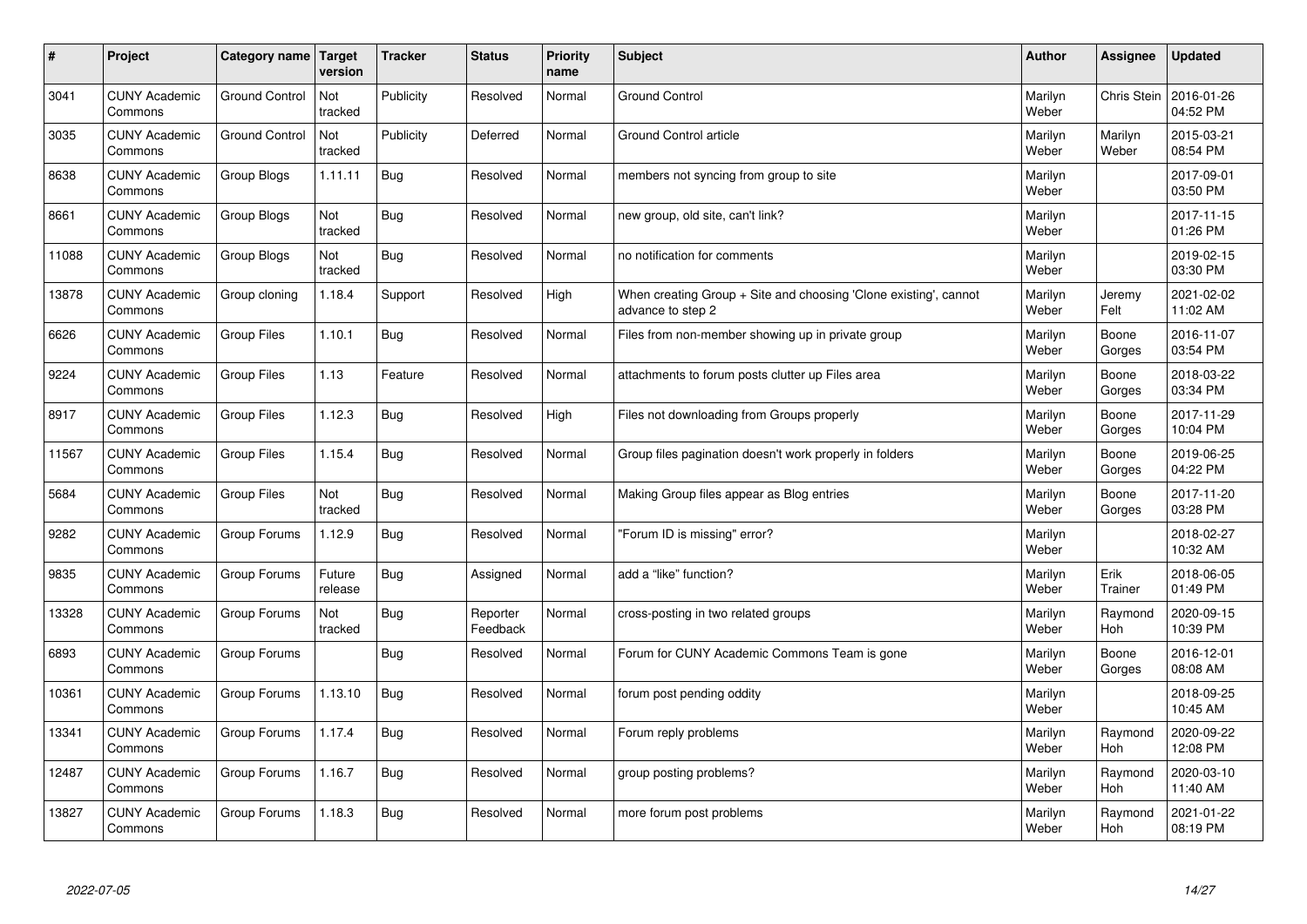| # | Project | Category name | Target version | Tracker | Status | Priority name | Subject | Author | Assignee | Updated |
|---|---|---|---|---|---|---|---|---|---|---|
| 3041 | CUNY Academic Commons | Ground Control | Not tracked | Publicity | Resolved | Normal | Ground Control | Marilyn Weber | Chris Stein | 2016-01-26 04:52 PM |
| 3035 | CUNY Academic Commons | Ground Control | Not tracked | Publicity | Deferred | Normal | Ground Control article | Marilyn Weber | Marilyn Weber | 2015-03-21 08:54 PM |
| 8638 | CUNY Academic Commons | Group Blogs | 1.11.11 | Bug | Resolved | Normal | members not syncing from group to site | Marilyn Weber | | 2017-09-01 03:50 PM |
| 8661 | CUNY Academic Commons | Group Blogs | Not tracked | Bug | Resolved | Normal | new group, old site, can't link? | Marilyn Weber | | 2017-11-15 01:26 PM |
| 11088 | CUNY Academic Commons | Group Blogs | Not tracked | Bug | Resolved | Normal | no notification for comments | Marilyn Weber | | 2019-02-15 03:30 PM |
| 13878 | CUNY Academic Commons | Group cloning | 1.18.4 | Support | Resolved | High | When creating Group + Site and choosing 'Clone existing', cannot advance to step 2 | Marilyn Weber | Jeremy Felt | 2021-02-02 11:02 AM |
| 6626 | CUNY Academic Commons | Group Files | 1.10.1 | Bug | Resolved | Normal | Files from non-member showing up in private group | Marilyn Weber | Boone Gorges | 2016-11-07 03:54 PM |
| 9224 | CUNY Academic Commons | Group Files | 1.13 | Feature | Resolved | Normal | attachments to forum posts clutter up Files area | Marilyn Weber | Boone Gorges | 2018-03-22 03:34 PM |
| 8917 | CUNY Academic Commons | Group Files | 1.12.3 | Bug | Resolved | High | Files not downloading from Groups properly | Marilyn Weber | Boone Gorges | 2017-11-29 10:04 PM |
| 11567 | CUNY Academic Commons | Group Files | 1.15.4 | Bug | Resolved | Normal | Group files pagination doesn't work properly in folders | Marilyn Weber | Boone Gorges | 2019-06-25 04:22 PM |
| 5684 | CUNY Academic Commons | Group Files | Not tracked | Bug | Resolved | Normal | Making Group files appear as Blog entries | Marilyn Weber | Boone Gorges | 2017-11-20 03:28 PM |
| 9282 | CUNY Academic Commons | Group Forums | 1.12.9 | Bug | Resolved | Normal | "Forum ID is missing" error? | Marilyn Weber | | 2018-02-27 10:32 AM |
| 9835 | CUNY Academic Commons | Group Forums | Future release | Bug | Assigned | Normal | add a "like" function? | Marilyn Weber | Erik Trainer | 2018-06-05 01:49 PM |
| 13328 | CUNY Academic Commons | Group Forums | Not tracked | Bug | Reporter Feedback | Normal | cross-posting in two related groups | Marilyn Weber | Raymond Hoh | 2020-09-15 10:39 PM |
| 6893 | CUNY Academic Commons | Group Forums | | Bug | Resolved | Normal | Forum for CUNY Academic Commons Team is gone | Marilyn Weber | Boone Gorges | 2016-12-01 08:08 AM |
| 10361 | CUNY Academic Commons | Group Forums | 1.13.10 | Bug | Resolved | Normal | forum post pending oddity | Marilyn Weber | | 2018-09-25 10:45 AM |
| 13341 | CUNY Academic Commons | Group Forums | 1.17.4 | Bug | Resolved | Normal | Forum reply problems | Marilyn Weber | Raymond Hoh | 2020-09-22 12:08 PM |
| 12487 | CUNY Academic Commons | Group Forums | 1.16.7 | Bug | Resolved | Normal | group posting problems? | Marilyn Weber | Raymond Hoh | 2020-03-10 11:40 AM |
| 13827 | CUNY Academic Commons | Group Forums | 1.18.3 | Bug | Resolved | Normal | more forum post problems | Marilyn Weber | Raymond Hoh | 2021-01-22 08:19 PM |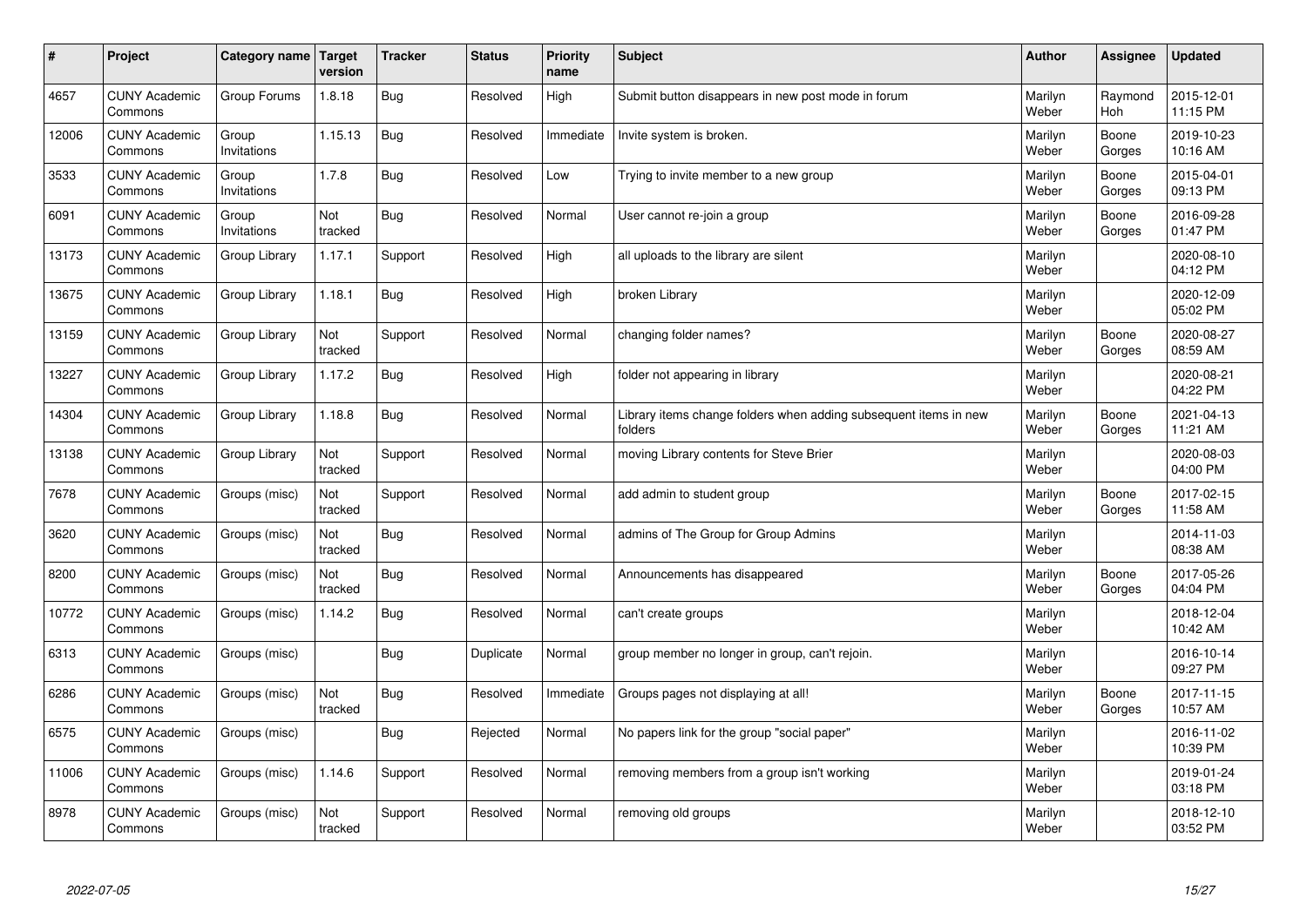| # | Project | Category name | Target version | Tracker | Status | Priority name | Subject | Author | Assignee | Updated |
|---|---|---|---|---|---|---|---|---|---|---|
| 4657 | CUNY Academic Commons | Group Forums | 1.8.18 | Bug | Resolved | High | Submit button disappears in new post mode in forum | Marilyn Weber | Raymond Hoh | 2015-12-01 11:15 PM |
| 12006 | CUNY Academic Commons | Group Invitations | 1.15.13 | Bug | Resolved | Immediate | Invite system is broken. | Marilyn Weber | Boone Gorges | 2019-10-23 10:16 AM |
| 3533 | CUNY Academic Commons | Group Invitations | 1.7.8 | Bug | Resolved | Low | Trying to invite member to a new group | Marilyn Weber | Boone Gorges | 2015-04-01 09:13 PM |
| 6091 | CUNY Academic Commons | Group Invitations | Not tracked | Bug | Resolved | Normal | User cannot re-join a group | Marilyn Weber | Boone Gorges | 2016-09-28 01:47 PM |
| 13173 | CUNY Academic Commons | Group Library | 1.17.1 | Support | Resolved | High | all uploads to the library are silent | Marilyn Weber | | 2020-08-10 04:12 PM |
| 13675 | CUNY Academic Commons | Group Library | 1.18.1 | Bug | Resolved | High | broken Library | Marilyn Weber | | 2020-12-09 05:02 PM |
| 13159 | CUNY Academic Commons | Group Library | Not tracked | Support | Resolved | Normal | changing folder names? | Marilyn Weber | Boone Gorges | 2020-08-27 08:59 AM |
| 13227 | CUNY Academic Commons | Group Library | 1.17.2 | Bug | Resolved | High | folder not appearing in library | Marilyn Weber | | 2020-08-21 04:22 PM |
| 14304 | CUNY Academic Commons | Group Library | 1.18.8 | Bug | Resolved | Normal | Library items change folders when adding subsequent items in new folders | Marilyn Weber | Boone Gorges | 2021-04-13 11:21 AM |
| 13138 | CUNY Academic Commons | Group Library | Not tracked | Support | Resolved | Normal | moving Library contents for Steve Brier | Marilyn Weber | | 2020-08-03 04:00 PM |
| 7678 | CUNY Academic Commons | Groups (misc) | Not tracked | Support | Resolved | Normal | add admin to student group | Marilyn Weber | Boone Gorges | 2017-02-15 11:58 AM |
| 3620 | CUNY Academic Commons | Groups (misc) | Not tracked | Bug | Resolved | Normal | admins of The Group for Group Admins | Marilyn Weber | | 2014-11-03 08:38 AM |
| 8200 | CUNY Academic Commons | Groups (misc) | Not tracked | Bug | Resolved | Normal | Announcements has disappeared | Marilyn Weber | Boone Gorges | 2017-05-26 04:04 PM |
| 10772 | CUNY Academic Commons | Groups (misc) | 1.14.2 | Bug | Resolved | Normal | can't create groups | Marilyn Weber | | 2018-12-04 10:42 AM |
| 6313 | CUNY Academic Commons | Groups (misc) | | Bug | Duplicate | Normal | group member no longer in group, can't rejoin. | Marilyn Weber | | 2016-10-14 09:27 PM |
| 6286 | CUNY Academic Commons | Groups (misc) | Not tracked | Bug | Resolved | Immediate | Groups pages not displaying at all! | Marilyn Weber | Boone Gorges | 2017-11-15 10:57 AM |
| 6575 | CUNY Academic Commons | Groups (misc) | | Bug | Rejected | Normal | No papers link for the group "social paper" | Marilyn Weber | | 2016-11-02 10:39 PM |
| 11006 | CUNY Academic Commons | Groups (misc) | 1.14.6 | Support | Resolved | Normal | removing members from a group isn't working | Marilyn Weber | | 2019-01-24 03:18 PM |
| 8978 | CUNY Academic Commons | Groups (misc) | Not tracked | Support | Resolved | Normal | removing old groups | Marilyn Weber | | 2018-12-10 03:52 PM |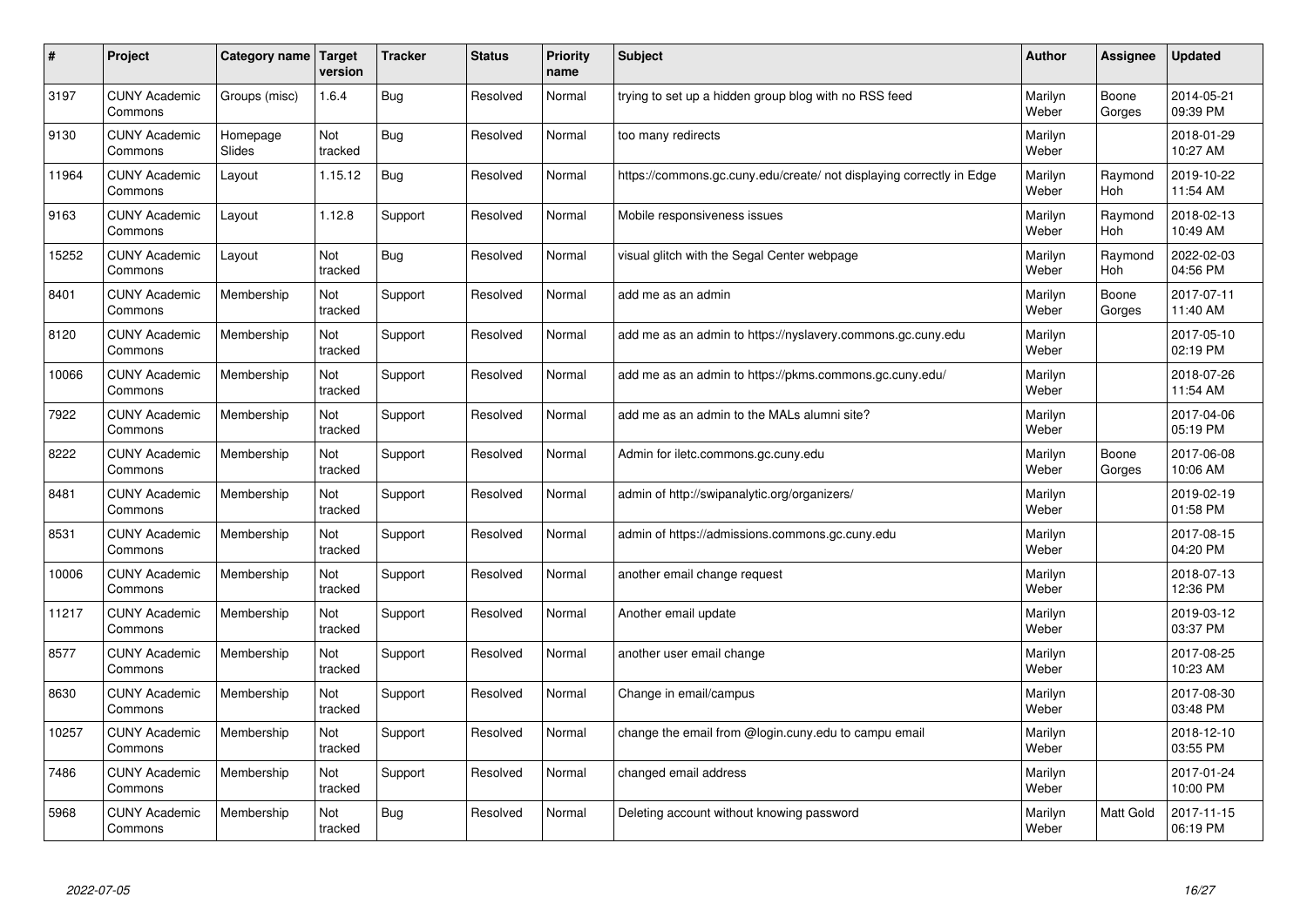| # | Project | Category name | Target version | Tracker | Status | Priority name | Subject | Author | Assignee | Updated |
|---|---|---|---|---|---|---|---|---|---|---|
| 3197 | CUNY Academic Commons | Groups (misc) | 1.6.4 | Bug | Resolved | Normal | trying to set up a hidden group blog with no RSS feed | Marilyn Weber | Boone Gorges | 2014-05-21 09:39 PM |
| 9130 | CUNY Academic Commons | Homepage Slides | Not tracked | Bug | Resolved | Normal | too many redirects | Marilyn Weber | | 2018-01-29 10:27 AM |
| 11964 | CUNY Academic Commons | Layout | 1.15.12 | Bug | Resolved | Normal | https://commons.gc.cuny.edu/create/ not displaying correctly in Edge | Marilyn Weber | Raymond Hoh | 2019-10-22 11:54 AM |
| 9163 | CUNY Academic Commons | Layout | 1.12.8 | Support | Resolved | Normal | Mobile responsiveness issues | Marilyn Weber | Raymond Hoh | 2018-02-13 10:49 AM |
| 15252 | CUNY Academic Commons | Layout | Not tracked | Bug | Resolved | Normal | visual glitch with the Segal Center webpage | Marilyn Weber | Raymond Hoh | 2022-02-03 04:56 PM |
| 8401 | CUNY Academic Commons | Membership | Not tracked | Support | Resolved | Normal | add me as an admin | Marilyn Weber | Boone Gorges | 2017-07-11 11:40 AM |
| 8120 | CUNY Academic Commons | Membership | Not tracked | Support | Resolved | Normal | add me as an admin to https://nyslavery.commons.gc.cuny.edu | Marilyn Weber | | 2017-05-10 02:19 PM |
| 10066 | CUNY Academic Commons | Membership | Not tracked | Support | Resolved | Normal | add me as an admin to https://pkms.commons.gc.cuny.edu/ | Marilyn Weber | | 2018-07-26 11:54 AM |
| 7922 | CUNY Academic Commons | Membership | Not tracked | Support | Resolved | Normal | add me as an admin to the MALs alumni site? | Marilyn Weber | | 2017-04-06 05:19 PM |
| 8222 | CUNY Academic Commons | Membership | Not tracked | Support | Resolved | Normal | Admin for iletc.commons.gc.cuny.edu | Marilyn Weber | Boone Gorges | 2017-06-08 10:06 AM |
| 8481 | CUNY Academic Commons | Membership | Not tracked | Support | Resolved | Normal | admin of http://swipanalytic.org/organizers/ | Marilyn Weber | | 2019-02-19 01:58 PM |
| 8531 | CUNY Academic Commons | Membership | Not tracked | Support | Resolved | Normal | admin of https://admissions.commons.gc.cuny.edu | Marilyn Weber | | 2017-08-15 04:20 PM |
| 10006 | CUNY Academic Commons | Membership | Not tracked | Support | Resolved | Normal | another email change request | Marilyn Weber | | 2018-07-13 12:36 PM |
| 11217 | CUNY Academic Commons | Membership | Not tracked | Support | Resolved | Normal | Another email update | Marilyn Weber | | 2019-03-12 03:37 PM |
| 8577 | CUNY Academic Commons | Membership | Not tracked | Support | Resolved | Normal | another user email change | Marilyn Weber | | 2017-08-25 10:23 AM |
| 8630 | CUNY Academic Commons | Membership | Not tracked | Support | Resolved | Normal | Change in email/campus | Marilyn Weber | | 2017-08-30 03:48 PM |
| 10257 | CUNY Academic Commons | Membership | Not tracked | Support | Resolved | Normal | change the email from @login.cuny.edu to campu email | Marilyn Weber | | 2018-12-10 03:55 PM |
| 7486 | CUNY Academic Commons | Membership | Not tracked | Support | Resolved | Normal | changed email address | Marilyn Weber | | 2017-01-24 10:00 PM |
| 5968 | CUNY Academic Commons | Membership | Not tracked | Bug | Resolved | Normal | Deleting account without knowing password | Marilyn Weber | Matt Gold | 2017-11-15 06:19 PM |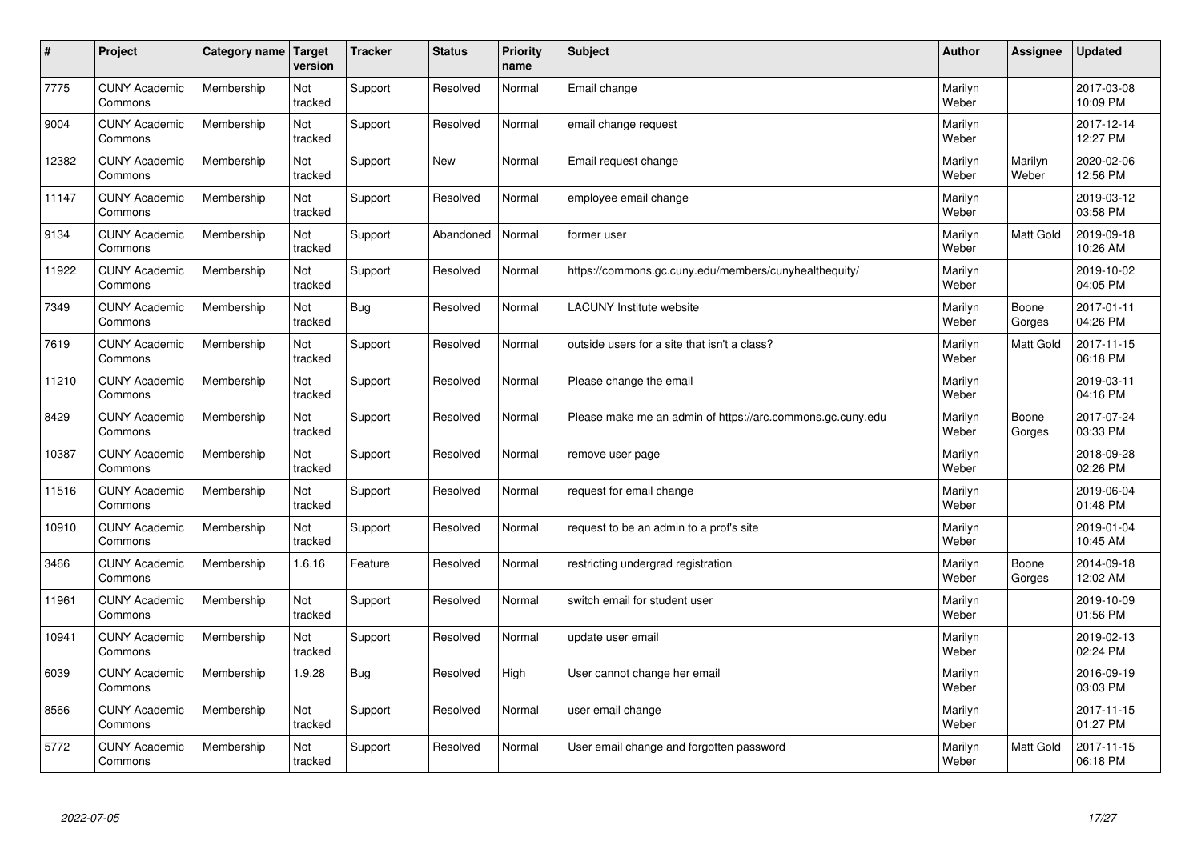| # | Project | Category name | Target version | Tracker | Status | Priority name | Subject | Author | Assignee | Updated |
|---|---|---|---|---|---|---|---|---|---|---|
| 7775 | CUNY Academic Commons | Membership | Not tracked | Support | Resolved | Normal | Email change | Marilyn Weber | | 2017-03-08 10:09 PM |
| 9004 | CUNY Academic Commons | Membership | Not tracked | Support | Resolved | Normal | email change request | Marilyn Weber | | 2017-12-14 12:27 PM |
| 12382 | CUNY Academic Commons | Membership | Not tracked | Support | New | Normal | Email request change | Marilyn Weber | Marilyn Weber | 2020-02-06 12:56 PM |
| 11147 | CUNY Academic Commons | Membership | Not tracked | Support | Resolved | Normal | employee email change | Marilyn Weber | | 2019-03-12 03:58 PM |
| 9134 | CUNY Academic Commons | Membership | Not tracked | Support | Abandoned | Normal | former user | Marilyn Weber | Matt Gold | 2019-09-18 10:26 AM |
| 11922 | CUNY Academic Commons | Membership | Not tracked | Support | Resolved | Normal | https://commons.gc.cuny.edu/members/cunyhealthequity/ | Marilyn Weber | | 2019-10-02 04:05 PM |
| 7349 | CUNY Academic Commons | Membership | Not tracked | Bug | Resolved | Normal | LACUNY Institute website | Marilyn Weber | Boone Gorges | 2017-01-11 04:26 PM |
| 7619 | CUNY Academic Commons | Membership | Not tracked | Support | Resolved | Normal | outside users for a site that isn't a class? | Marilyn Weber | Matt Gold | 2017-11-15 06:18 PM |
| 11210 | CUNY Academic Commons | Membership | Not tracked | Support | Resolved | Normal | Please change the email | Marilyn Weber | | 2019-03-11 04:16 PM |
| 8429 | CUNY Academic Commons | Membership | Not tracked | Support | Resolved | Normal | Please make me an admin of https://arc.commons.gc.cuny.edu | Marilyn Weber | Boone Gorges | 2017-07-24 03:33 PM |
| 10387 | CUNY Academic Commons | Membership | Not tracked | Support | Resolved | Normal | remove user page | Marilyn Weber | | 2018-09-28 02:26 PM |
| 11516 | CUNY Academic Commons | Membership | Not tracked | Support | Resolved | Normal | request for email change | Marilyn Weber | | 2019-06-04 01:48 PM |
| 10910 | CUNY Academic Commons | Membership | Not tracked | Support | Resolved | Normal | request to be an admin to a prof's site | Marilyn Weber | | 2019-01-04 10:45 AM |
| 3466 | CUNY Academic Commons | Membership | 1.6.16 | Feature | Resolved | Normal | restricting undergrad registration | Marilyn Weber | Boone Gorges | 2014-09-18 12:02 AM |
| 11961 | CUNY Academic Commons | Membership | Not tracked | Support | Resolved | Normal | switch email for student user | Marilyn Weber | | 2019-10-09 01:56 PM |
| 10941 | CUNY Academic Commons | Membership | Not tracked | Support | Resolved | Normal | update user email | Marilyn Weber | | 2019-02-13 02:24 PM |
| 6039 | CUNY Academic Commons | Membership | 1.9.28 | Bug | Resolved | High | User cannot change her email | Marilyn Weber | | 2016-09-19 03:03 PM |
| 8566 | CUNY Academic Commons | Membership | Not tracked | Support | Resolved | Normal | user email change | Marilyn Weber | | 2017-11-15 01:27 PM |
| 5772 | CUNY Academic Commons | Membership | Not tracked | Support | Resolved | Normal | User email change and forgotten password | Marilyn Weber | Matt Gold | 2017-11-15 06:18 PM |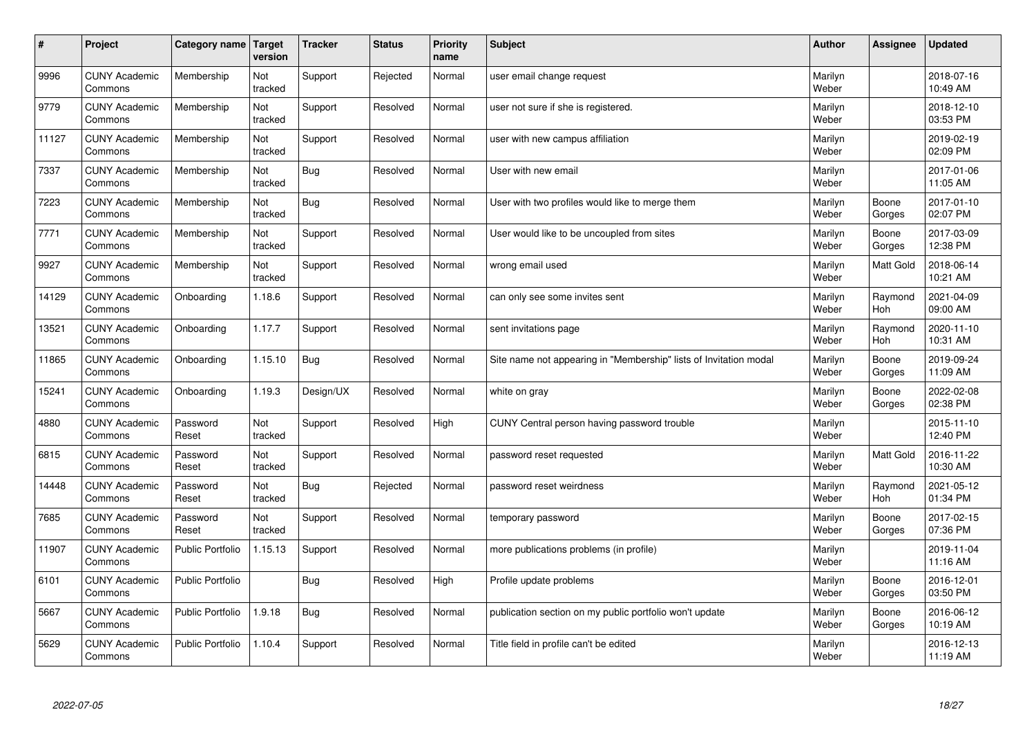| # | Project | Category name | Target version | Tracker | Status | Priority name | Subject | Author | Assignee | Updated |
|---|---|---|---|---|---|---|---|---|---|---|
| 9996 | CUNY Academic Commons | Membership | Not tracked | Support | Rejected | Normal | user email change request | Marilyn Weber | | 2018-07-16 10:49 AM |
| 9779 | CUNY Academic Commons | Membership | Not tracked | Support | Resolved | Normal | user not sure if she is registered. | Marilyn Weber | | 2018-12-10 03:53 PM |
| 11127 | CUNY Academic Commons | Membership | Not tracked | Support | Resolved | Normal | user with new campus affiliation | Marilyn Weber | | 2019-02-19 02:09 PM |
| 7337 | CUNY Academic Commons | Membership | Not tracked | Bug | Resolved | Normal | User with new email | Marilyn Weber | | 2017-01-06 11:05 AM |
| 7223 | CUNY Academic Commons | Membership | Not tracked | Bug | Resolved | Normal | User with two profiles would like to merge them | Marilyn Weber | Boone Gorges | 2017-01-10 02:07 PM |
| 7771 | CUNY Academic Commons | Membership | Not tracked | Support | Resolved | Normal | User would like to be uncoupled from sites | Marilyn Weber | Boone Gorges | 2017-03-09 12:38 PM |
| 9927 | CUNY Academic Commons | Membership | Not tracked | Support | Resolved | Normal | wrong email used | Marilyn Weber | Matt Gold | 2018-06-14 10:21 AM |
| 14129 | CUNY Academic Commons | Onboarding | 1.18.6 | Support | Resolved | Normal | can only see some invites sent | Marilyn Weber | Raymond Hoh | 2021-04-09 09:00 AM |
| 13521 | CUNY Academic Commons | Onboarding | 1.17.7 | Support | Resolved | Normal | sent invitations page | Marilyn Weber | Raymond Hoh | 2020-11-10 10:31 AM |
| 11865 | CUNY Academic Commons | Onboarding | 1.15.10 | Bug | Resolved | Normal | Site name not appearing in "Membership" lists of Invitation modal | Marilyn Weber | Boone Gorges | 2019-09-24 11:09 AM |
| 15241 | CUNY Academic Commons | Onboarding | 1.19.3 | Design/UX | Resolved | Normal | white on gray | Marilyn Weber | Boone Gorges | 2022-02-08 02:38 PM |
| 4880 | CUNY Academic Commons | Password Reset | Not tracked | Support | Resolved | High | CUNY Central person having password trouble | Marilyn Weber | | 2015-11-10 12:40 PM |
| 6815 | CUNY Academic Commons | Password Reset | Not tracked | Support | Resolved | Normal | password reset requested | Marilyn Weber | Matt Gold | 2016-11-22 10:30 AM |
| 14448 | CUNY Academic Commons | Password Reset | Not tracked | Bug | Rejected | Normal | password reset weirdness | Marilyn Weber | Raymond Hoh | 2021-05-12 01:34 PM |
| 7685 | CUNY Academic Commons | Password Reset | Not tracked | Support | Resolved | Normal | temporary password | Marilyn Weber | Boone Gorges | 2017-02-15 07:36 PM |
| 11907 | CUNY Academic Commons | Public Portfolio | 1.15.13 | Support | Resolved | Normal | more publications problems (in profile) | Marilyn Weber | | 2019-11-04 11:16 AM |
| 6101 | CUNY Academic Commons | Public Portfolio | | Bug | Resolved | High | Profile update problems | Marilyn Weber | Boone Gorges | 2016-12-01 03:50 PM |
| 5667 | CUNY Academic Commons | Public Portfolio | 1.9.18 | Bug | Resolved | Normal | publication section on my public portfolio won't update | Marilyn Weber | Boone Gorges | 2016-06-12 10:19 AM |
| 5629 | CUNY Academic Commons | Public Portfolio | 1.10.4 | Support | Resolved | Normal | Title field in profile can't be edited | Marilyn Weber | | 2016-12-13 11:19 AM |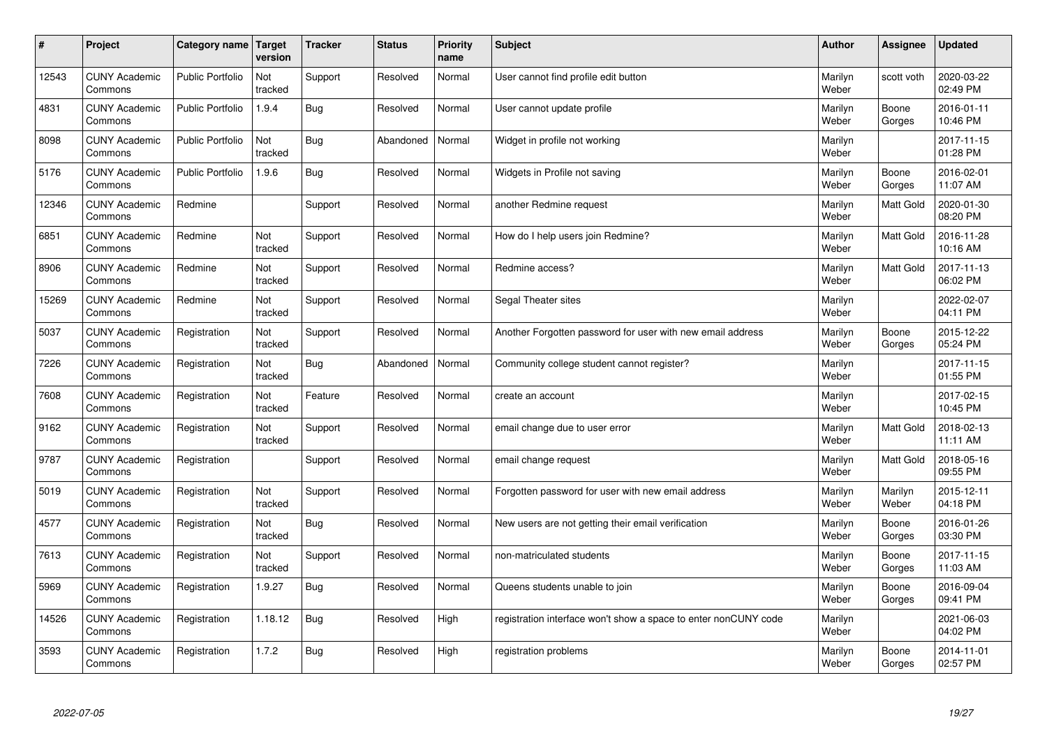| # | Project | Category name | Target version | Tracker | Status | Priority name | Subject | Author | Assignee | Updated |
|---|---|---|---|---|---|---|---|---|---|---|
| 12543 | CUNY Academic Commons | Public Portfolio | Not tracked | Support | Resolved | Normal | User cannot find profile edit button | Marilyn Weber | scott voth | 2020-03-22 02:49 PM |
| 4831 | CUNY Academic Commons | Public Portfolio | 1.9.4 | Bug | Resolved | Normal | User cannot update profile | Marilyn Weber | Boone Gorges | 2016-01-11 10:46 PM |
| 8098 | CUNY Academic Commons | Public Portfolio | Not tracked | Bug | Abandoned | Normal | Widget in profile not working | Marilyn Weber | | 2017-11-15 01:28 PM |
| 5176 | CUNY Academic Commons | Public Portfolio | 1.9.6 | Bug | Resolved | Normal | Widgets in Profile not saving | Marilyn Weber | Boone Gorges | 2016-02-01 11:07 AM |
| 12346 | CUNY Academic Commons | Redmine | | Support | Resolved | Normal | another Redmine request | Marilyn Weber | Matt Gold | 2020-01-30 08:20 PM |
| 6851 | CUNY Academic Commons | Redmine | Not tracked | Support | Resolved | Normal | How do I help users join Redmine? | Marilyn Weber | Matt Gold | 2016-11-28 10:16 AM |
| 8906 | CUNY Academic Commons | Redmine | Not tracked | Support | Resolved | Normal | Redmine access? | Marilyn Weber | Matt Gold | 2017-11-13 06:02 PM |
| 15269 | CUNY Academic Commons | Redmine | Not tracked | Support | Resolved | Normal | Segal Theater sites | Marilyn Weber | | 2022-02-07 04:11 PM |
| 5037 | CUNY Academic Commons | Registration | Not tracked | Support | Resolved | Normal | Another Forgotten password for user with new email address | Marilyn Weber | Boone Gorges | 2015-12-22 05:24 PM |
| 7226 | CUNY Academic Commons | Registration | Not tracked | Bug | Abandoned | Normal | Community college student cannot register? | Marilyn Weber | | 2017-11-15 01:55 PM |
| 7608 | CUNY Academic Commons | Registration | Not tracked | Feature | Resolved | Normal | create an account | Marilyn Weber | | 2017-02-15 10:45 PM |
| 9162 | CUNY Academic Commons | Registration | Not tracked | Support | Resolved | Normal | email change due to user error | Marilyn Weber | Matt Gold | 2018-02-13 11:11 AM |
| 9787 | CUNY Academic Commons | Registration | | Support | Resolved | Normal | email change request | Marilyn Weber | Matt Gold | 2018-05-16 09:55 PM |
| 5019 | CUNY Academic Commons | Registration | Not tracked | Support | Resolved | Normal | Forgotten password for user with new email address | Marilyn Weber | Marilyn Weber | 2015-12-11 04:18 PM |
| 4577 | CUNY Academic Commons | Registration | Not tracked | Bug | Resolved | Normal | New users are not getting their email verification | Marilyn Weber | Boone Gorges | 2016-01-26 03:30 PM |
| 7613 | CUNY Academic Commons | Registration | Not tracked | Support | Resolved | Normal | non-matriculated students | Marilyn Weber | Boone Gorges | 2017-11-15 11:03 AM |
| 5969 | CUNY Academic Commons | Registration | 1.9.27 | Bug | Resolved | Normal | Queens students unable to join | Marilyn Weber | Boone Gorges | 2016-09-04 09:41 PM |
| 14526 | CUNY Academic Commons | Registration | 1.18.12 | Bug | Resolved | High | registration interface won't show a space to enter nonCUNY code | Marilyn Weber | | 2021-06-03 04:02 PM |
| 3593 | CUNY Academic Commons | Registration | 1.7.2 | Bug | Resolved | High | registration problems | Marilyn Weber | Boone Gorges | 2014-11-01 02:57 PM |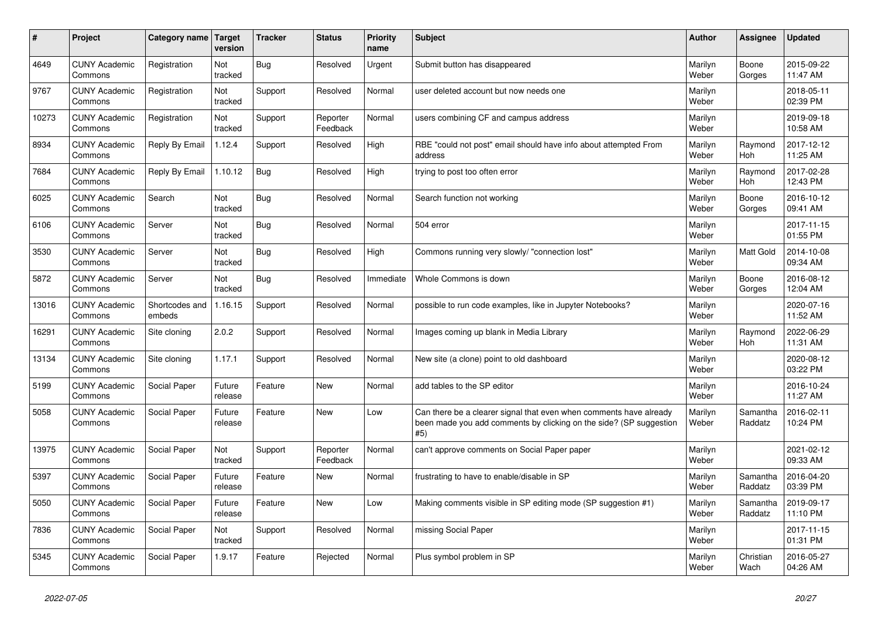| # | Project | Category name | Target version | Tracker | Status | Priority name | Subject | Author | Assignee | Updated |
|---|---|---|---|---|---|---|---|---|---|---|
| 4649 | CUNY Academic Commons | Registration | Not tracked | Bug | Resolved | Urgent | Submit button has disappeared | Marilyn Weber | Boone Gorges | 2015-09-22 11:47 AM |
| 9767 | CUNY Academic Commons | Registration | Not tracked | Support | Resolved | Normal | user deleted account but now needs one | Marilyn Weber | | 2018-05-11 02:39 PM |
| 10273 | CUNY Academic Commons | Registration | Not tracked | Support | Reporter Feedback | Normal | users combining CF and campus address | Marilyn Weber | | 2019-09-18 10:58 AM |
| 8934 | CUNY Academic Commons | Reply By Email | 1.12.4 | Support | Resolved | High | RBE "could not post" email should have info about attempted From address | Marilyn Weber | Raymond Hoh | 2017-12-12 11:25 AM |
| 7684 | CUNY Academic Commons | Reply By Email | 1.10.12 | Bug | Resolved | High | trying to post too often error | Marilyn Weber | Raymond Hoh | 2017-02-28 12:43 PM |
| 6025 | CUNY Academic Commons | Search | Not tracked | Bug | Resolved | Normal | Search function not working | Marilyn Weber | Boone Gorges | 2016-10-12 09:41 AM |
| 6106 | CUNY Academic Commons | Server | Not tracked | Bug | Resolved | Normal | 504 error | Marilyn Weber | | 2017-11-15 01:55 PM |
| 3530 | CUNY Academic Commons | Server | Not tracked | Bug | Resolved | High | Commons running very slowly/ "connection lost" | Marilyn Weber | Matt Gold | 2014-10-08 09:34 AM |
| 5872 | CUNY Academic Commons | Server | Not tracked | Bug | Resolved | Immediate | Whole Commons is down | Marilyn Weber | Boone Gorges | 2016-08-12 12:04 AM |
| 13016 | CUNY Academic Commons | Shortcodes and embeds | 1.16.15 | Support | Resolved | Normal | possible to run code examples, like in Jupyter Notebooks? | Marilyn Weber | | 2020-07-16 11:52 AM |
| 16291 | CUNY Academic Commons | Site cloning | 2.0.2 | Support | Resolved | Normal | Images coming up blank in Media Library | Marilyn Weber | Raymond Hoh | 2022-06-29 11:31 AM |
| 13134 | CUNY Academic Commons | Site cloning | 1.17.1 | Support | Resolved | Normal | New site (a clone) point to old dashboard | Marilyn Weber | | 2020-08-12 03:22 PM |
| 5199 | CUNY Academic Commons | Social Paper | Future release | Feature | New | Normal | add tables to the SP editor | Marilyn Weber | | 2016-10-24 11:27 AM |
| 5058 | CUNY Academic Commons | Social Paper | Future release | Feature | New | Low | Can there be a clearer signal that even when comments have already been made you add comments by clicking on the side? (SP suggestion #5) | Marilyn Weber | Samantha Raddatz | 2016-02-11 10:24 PM |
| 13975 | CUNY Academic Commons | Social Paper | Not tracked | Support | Reporter Feedback | Normal | can't approve comments on Social Paper paper | Marilyn Weber | | 2021-02-12 09:33 AM |
| 5397 | CUNY Academic Commons | Social Paper | Future release | Feature | New | Normal | frustrating to have to enable/disable in SP | Marilyn Weber | Samantha Raddatz | 2016-04-20 03:39 PM |
| 5050 | CUNY Academic Commons | Social Paper | Future release | Feature | New | Low | Making comments visible in SP editing mode (SP suggestion #1) | Marilyn Weber | Samantha Raddatz | 2019-09-17 11:10 PM |
| 7836 | CUNY Academic Commons | Social Paper | Not tracked | Support | Resolved | Normal | missing Social Paper | Marilyn Weber | | 2017-11-15 01:31 PM |
| 5345 | CUNY Academic Commons | Social Paper | 1.9.17 | Feature | Rejected | Normal | Plus symbol problem in SP | Marilyn Weber | Christian Wach | 2016-05-27 04:26 AM |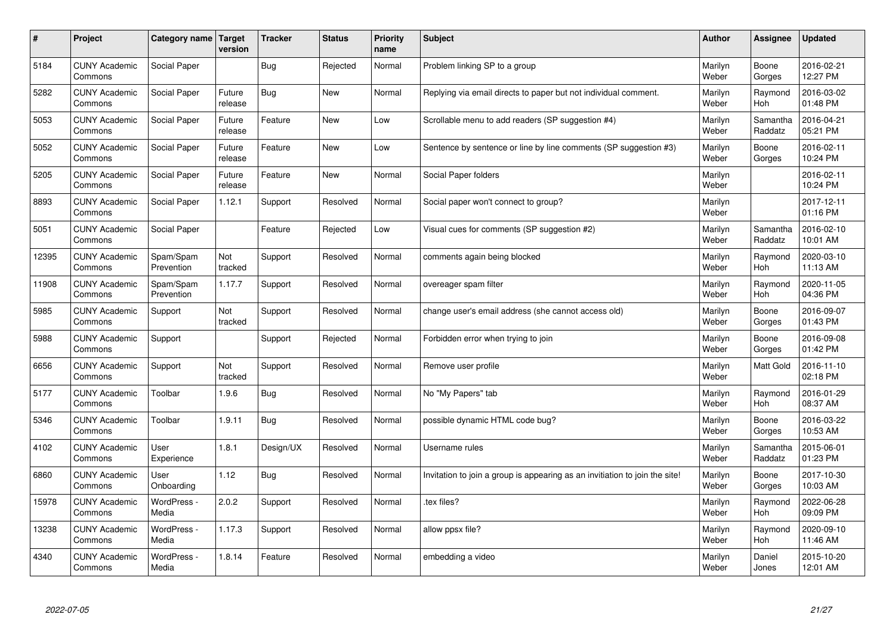| # | Project | Category name | Target version | Tracker | Status | Priority name | Subject | Author | Assignee | Updated |
|---|---|---|---|---|---|---|---|---|---|---|
| 5184 | CUNY Academic Commons | Social Paper | | Bug | Rejected | Normal | Problem linking SP to a group | Marilyn Weber | Boone Gorges | 2016-02-21 12:27 PM |
| 5282 | CUNY Academic Commons | Social Paper | Future release | Bug | New | Normal | Replying via email directs to paper but not individual comment. | Marilyn Weber | Raymond Hoh | 2016-03-02 01:48 PM |
| 5053 | CUNY Academic Commons | Social Paper | Future release | Feature | New | Low | Scrollable menu to add readers (SP suggestion #4) | Marilyn Weber | Samantha Raddatz | 2016-04-21 05:21 PM |
| 5052 | CUNY Academic Commons | Social Paper | Future release | Feature | New | Low | Sentence by sentence or line by line comments (SP suggestion #3) | Marilyn Weber | Boone Gorges | 2016-02-11 10:24 PM |
| 5205 | CUNY Academic Commons | Social Paper | Future release | Feature | New | Normal | Social Paper folders | Marilyn Weber | | 2016-02-11 10:24 PM |
| 8893 | CUNY Academic Commons | Social Paper | 1.12.1 | Support | Resolved | Normal | Social paper won't connect to group? | Marilyn Weber | | 2017-12-11 01:16 PM |
| 5051 | CUNY Academic Commons | Social Paper | | Feature | Rejected | Low | Visual cues for comments (SP suggestion #2) | Marilyn Weber | Samantha Raddatz | 2016-02-10 10:01 AM |
| 12395 | CUNY Academic Commons | Spam/Spam Prevention | Not tracked | Support | Resolved | Normal | comments again being blocked | Marilyn Weber | Raymond Hoh | 2020-03-10 11:13 AM |
| 11908 | CUNY Academic Commons | Spam/Spam Prevention | 1.17.7 | Support | Resolved | Normal | overeager spam filter | Marilyn Weber | Raymond Hoh | 2020-11-05 04:36 PM |
| 5985 | CUNY Academic Commons | Support | Not tracked | Support | Resolved | Normal | change user's email address (she cannot access old) | Marilyn Weber | Boone Gorges | 2016-09-07 01:43 PM |
| 5988 | CUNY Academic Commons | Support | | Support | Rejected | Normal | Forbidden error when trying to join | Marilyn Weber | Boone Gorges | 2016-09-08 01:42 PM |
| 6656 | CUNY Academic Commons | Support | Not tracked | Support | Resolved | Normal | Remove user profile | Marilyn Weber | Matt Gold | 2016-11-10 02:18 PM |
| 5177 | CUNY Academic Commons | Toolbar | 1.9.6 | Bug | Resolved | Normal | No "My Papers" tab | Marilyn Weber | Raymond Hoh | 2016-01-29 08:37 AM |
| 5346 | CUNY Academic Commons | Toolbar | 1.9.11 | Bug | Resolved | Normal | possible dynamic HTML code bug? | Marilyn Weber | Boone Gorges | 2016-03-22 10:53 AM |
| 4102 | CUNY Academic Commons | User Experience | 1.8.1 | Design/UX | Resolved | Normal | Username rules | Marilyn Weber | Samantha Raddatz | 2015-06-01 01:23 PM |
| 6860 | CUNY Academic Commons | User Onboarding | 1.12 | Bug | Resolved | Normal | Invitation to join a group is appearing as an invitiation to join the site! | Marilyn Weber | Boone Gorges | 2017-10-30 10:03 AM |
| 15978 | CUNY Academic Commons | WordPress - Media | 2.0.2 | Support | Resolved | Normal | .tex files? | Marilyn Weber | Raymond Hoh | 2022-06-28 09:09 PM |
| 13238 | CUNY Academic Commons | WordPress - Media | 1.17.3 | Support | Resolved | Normal | allow ppsx file? | Marilyn Weber | Raymond Hoh | 2020-09-10 11:46 AM |
| 4340 | CUNY Academic Commons | WordPress - Media | 1.8.14 | Feature | Resolved | Normal | embedding a video | Marilyn Weber | Daniel Jones | 2015-10-20 12:01 AM |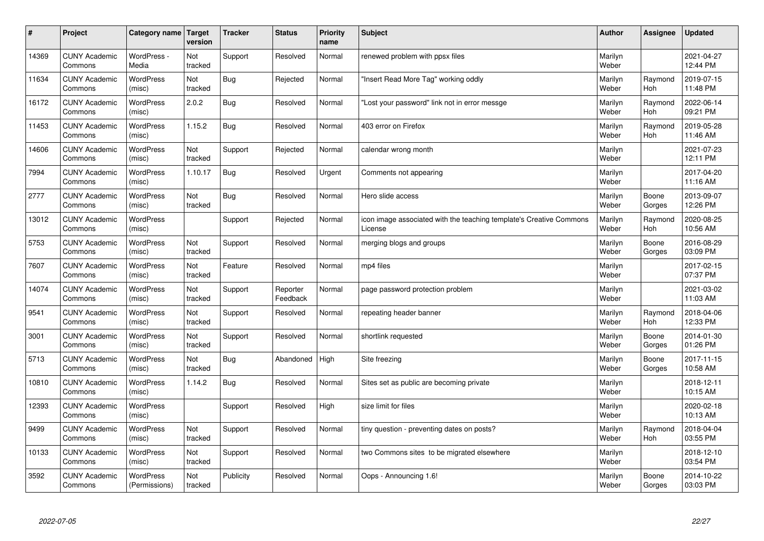| # | Project | Category name | Target version | Tracker | Status | Priority name | Subject | Author | Assignee | Updated |
|---|---|---|---|---|---|---|---|---|---|---|
| 14369 | CUNY Academic Commons | WordPress - Media | Not tracked | Support | Resolved | Normal | renewed problem with ppsx files | Marilyn Weber | | 2021-04-27 12:44 PM |
| 11634 | CUNY Academic Commons | WordPress (misc) | Not tracked | Bug | Rejected | Normal | "Insert Read More Tag" working oddly | Marilyn Weber | Raymond Hoh | 2019-07-15 11:48 PM |
| 16172 | CUNY Academic Commons | WordPress (misc) | 2.0.2 | Bug | Resolved | Normal | "Lost your password" link not in error messge | Marilyn Weber | Raymond Hoh | 2022-06-14 09:21 PM |
| 11453 | CUNY Academic Commons | WordPress (misc) | 1.15.2 | Bug | Resolved | Normal | 403 error on Firefox | Marilyn Weber | Raymond Hoh | 2019-05-28 11:46 AM |
| 14606 | CUNY Academic Commons | WordPress (misc) | Not tracked | Support | Rejected | Normal | calendar wrong month | Marilyn Weber | | 2021-07-23 12:11 PM |
| 7994 | CUNY Academic Commons | WordPress (misc) | 1.10.17 | Bug | Resolved | Urgent | Comments not appearing | Marilyn Weber | | 2017-04-20 11:16 AM |
| 2777 | CUNY Academic Commons | WordPress (misc) | Not tracked | Bug | Resolved | Normal | Hero slide access | Marilyn Weber | Boone Gorges | 2013-09-07 12:26 PM |
| 13012 | CUNY Academic Commons | WordPress (misc) | | Support | Rejected | Normal | icon image associated with the teaching template's Creative Commons License | Marilyn Weber | Raymond Hoh | 2020-08-25 10:56 AM |
| 5753 | CUNY Academic Commons | WordPress (misc) | Not tracked | Support | Resolved | Normal | merging blogs and groups | Marilyn Weber | Boone Gorges | 2016-08-29 03:09 PM |
| 7607 | CUNY Academic Commons | WordPress (misc) | Not tracked | Feature | Resolved | Normal | mp4 files | Marilyn Weber | | 2017-02-15 07:37 PM |
| 14074 | CUNY Academic Commons | WordPress (misc) | Not tracked | Support | Reporter Feedback | Normal | page password protection problem | Marilyn Weber | | 2021-03-02 11:03 AM |
| 9541 | CUNY Academic Commons | WordPress (misc) | Not tracked | Support | Resolved | Normal | repeating header banner | Marilyn Weber | Raymond Hoh | 2018-04-06 12:33 PM |
| 3001 | CUNY Academic Commons | WordPress (misc) | Not tracked | Support | Resolved | Normal | shortlink requested | Marilyn Weber | Boone Gorges | 2014-01-30 01:26 PM |
| 5713 | CUNY Academic Commons | WordPress (misc) | Not tracked | Bug | Abandoned | High | Site freezing | Marilyn Weber | Boone Gorges | 2017-11-15 10:58 AM |
| 10810 | CUNY Academic Commons | WordPress (misc) | 1.14.2 | Bug | Resolved | Normal | Sites set as public are becoming private | Marilyn Weber | | 2018-12-11 10:15 AM |
| 12393 | CUNY Academic Commons | WordPress (misc) | | Support | Resolved | High | size limit for files | Marilyn Weber | | 2020-02-18 10:13 AM |
| 9499 | CUNY Academic Commons | WordPress (misc) | Not tracked | Support | Resolved | Normal | tiny question - preventing dates on posts? | Marilyn Weber | Raymond Hoh | 2018-04-04 03:55 PM |
| 10133 | CUNY Academic Commons | WordPress (misc) | Not tracked | Support | Resolved | Normal | two Commons sites to be migrated elsewhere | Marilyn Weber | | 2018-12-10 03:54 PM |
| 3592 | CUNY Academic Commons | WordPress (Permissions) | Not tracked | Publicity | Resolved | Normal | Oops - Announcing 1.6! | Marilyn Weber | Boone Gorges | 2014-10-22 03:03 PM |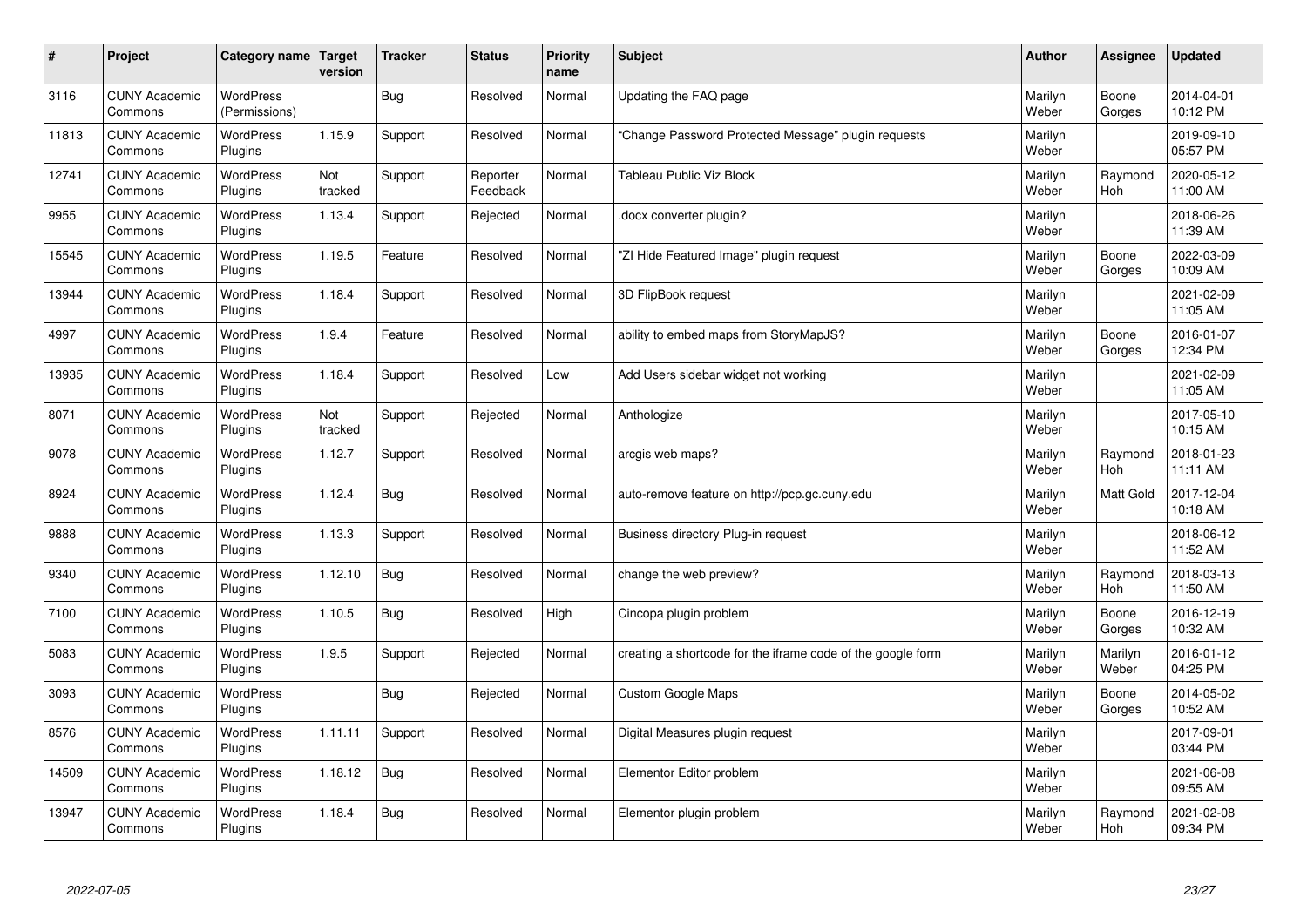| # | Project | Category name | Target version | Tracker | Status | Priority name | Subject | Author | Assignee | Updated |
|---|---|---|---|---|---|---|---|---|---|---|
| 3116 | CUNY Academic Commons | WordPress (Permissions) | | Bug | Resolved | Normal | Updating the FAQ page | Marilyn Weber | Boone Gorges | 2014-04-01 10:12 PM |
| 11813 | CUNY Academic Commons | WordPress Plugins | 1.15.9 | Support | Resolved | Normal | "Change Password Protected Message" plugin requests | Marilyn Weber | | 2019-09-10 05:57 PM |
| 12741 | CUNY Academic Commons | WordPress Plugins | Not tracked | Support | Reporter Feedback | Normal | Tableau Public Viz Block | Marilyn Weber | Raymond Hoh | 2020-05-12 11:00 AM |
| 9955 | CUNY Academic Commons | WordPress Plugins | 1.13.4 | Support | Rejected | Normal | .docx converter plugin? | Marilyn Weber | | 2018-06-26 11:39 AM |
| 15545 | CUNY Academic Commons | WordPress Plugins | 1.19.5 | Feature | Resolved | Normal | "ZI Hide Featured Image" plugin request | Marilyn Weber | Boone Gorges | 2022-03-09 10:09 AM |
| 13944 | CUNY Academic Commons | WordPress Plugins | 1.18.4 | Support | Resolved | Normal | 3D FlipBook request | Marilyn Weber | | 2021-02-09 11:05 AM |
| 4997 | CUNY Academic Commons | WordPress Plugins | 1.9.4 | Feature | Resolved | Normal | ability to embed maps from StoryMapJS? | Marilyn Weber | Boone Gorges | 2016-01-07 12:34 PM |
| 13935 | CUNY Academic Commons | WordPress Plugins | 1.18.4 | Support | Resolved | Low | Add Users sidebar widget not working | Marilyn Weber | | 2021-02-09 11:05 AM |
| 8071 | CUNY Academic Commons | WordPress Plugins | Not tracked | Support | Rejected | Normal | Anthologize | Marilyn Weber | | 2017-05-10 10:15 AM |
| 9078 | CUNY Academic Commons | WordPress Plugins | 1.12.7 | Support | Resolved | Normal | arcgis web maps? | Marilyn Weber | Raymond Hoh | 2018-01-23 11:11 AM |
| 8924 | CUNY Academic Commons | WordPress Plugins | 1.12.4 | Bug | Resolved | Normal | auto-remove feature on http://pcp.gc.cuny.edu | Marilyn Weber | Matt Gold | 2017-12-04 10:18 AM |
| 9888 | CUNY Academic Commons | WordPress Plugins | 1.13.3 | Support | Resolved | Normal | Business directory Plug-in request | Marilyn Weber | | 2018-06-12 11:52 AM |
| 9340 | CUNY Academic Commons | WordPress Plugins | 1.12.10 | Bug | Resolved | Normal | change the web preview? | Marilyn Weber | Raymond Hoh | 2018-03-13 11:50 AM |
| 7100 | CUNY Academic Commons | WordPress Plugins | 1.10.5 | Bug | Resolved | High | Cincopa plugin problem | Marilyn Weber | Boone Gorges | 2016-12-19 10:32 AM |
| 5083 | CUNY Academic Commons | WordPress Plugins | 1.9.5 | Support | Rejected | Normal | creating a shortcode for the iframe code of the google form | Marilyn Weber | Marilyn Weber | 2016-01-12 04:25 PM |
| 3093 | CUNY Academic Commons | WordPress Plugins | | Bug | Rejected | Normal | Custom Google Maps | Marilyn Weber | Boone Gorges | 2014-05-02 10:52 AM |
| 8576 | CUNY Academic Commons | WordPress Plugins | 1.11.11 | Support | Resolved | Normal | Digital Measures plugin request | Marilyn Weber | | 2017-09-01 03:44 PM |
| 14509 | CUNY Academic Commons | WordPress Plugins | 1.18.12 | Bug | Resolved | Normal | Elementor Editor problem | Marilyn Weber | | 2021-06-08 09:55 AM |
| 13947 | CUNY Academic Commons | WordPress Plugins | 1.18.4 | Bug | Resolved | Normal | Elementor plugin problem | Marilyn Weber | Raymond Hoh | 2021-02-08 09:34 PM |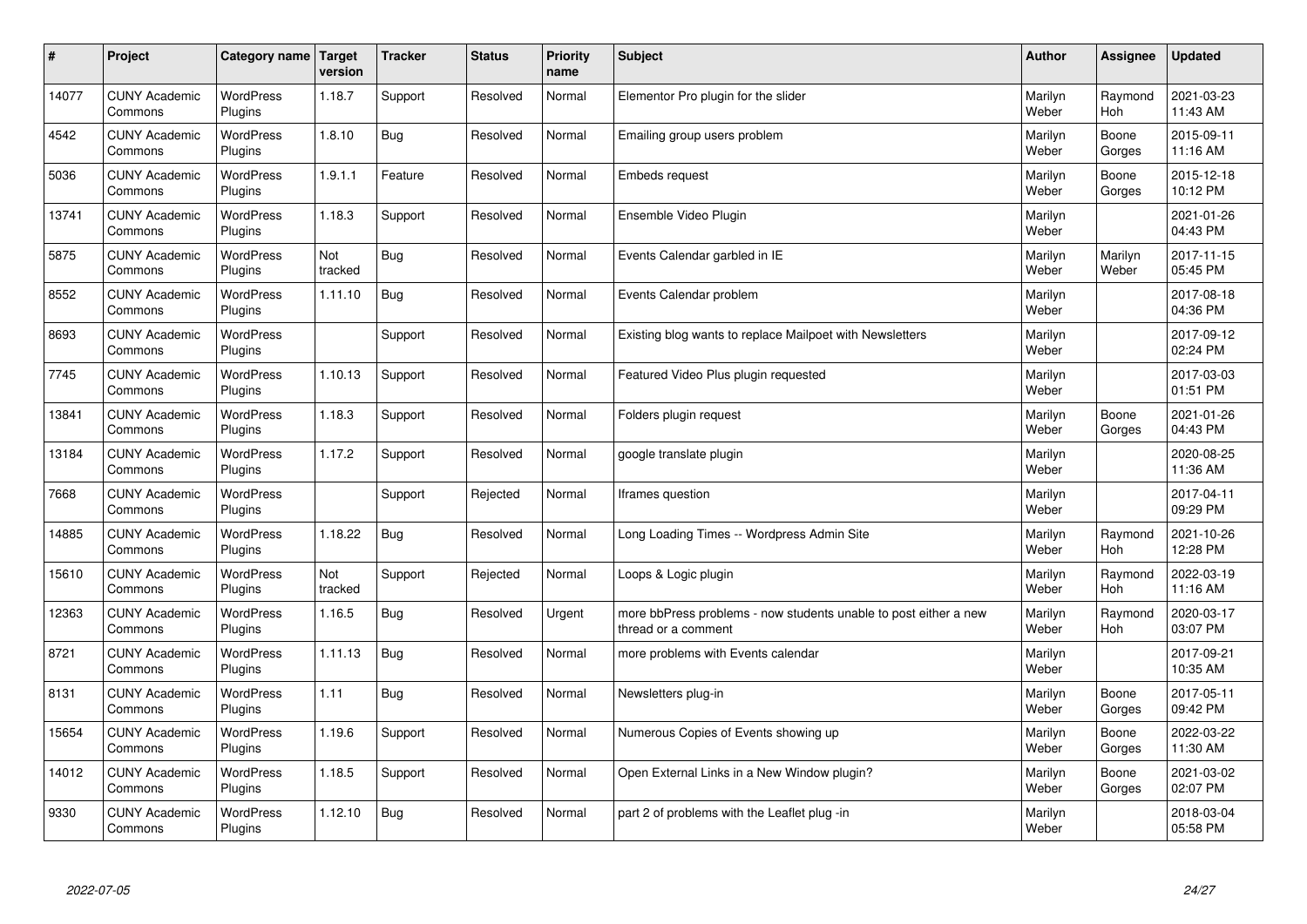| # | Project | Category name | Target version | Tracker | Status | Priority name | Subject | Author | Assignee | Updated |
|---|---|---|---|---|---|---|---|---|---|---|
| 14077 | CUNY Academic Commons | WordPress Plugins | 1.18.7 | Support | Resolved | Normal | Elementor Pro plugin for the slider | Marilyn Weber | Raymond Hoh | 2021-03-23 11:43 AM |
| 4542 | CUNY Academic Commons | WordPress Plugins | 1.8.10 | Bug | Resolved | Normal | Emailing group users problem | Marilyn Weber | Boone Gorges | 2015-09-11 11:16 AM |
| 5036 | CUNY Academic Commons | WordPress Plugins | 1.9.1.1 | Feature | Resolved | Normal | Embeds request | Marilyn Weber | Boone Gorges | 2015-12-18 10:12 PM |
| 13741 | CUNY Academic Commons | WordPress Plugins | 1.18.3 | Support | Resolved | Normal | Ensemble Video Plugin | Marilyn Weber | | 2021-01-26 04:43 PM |
| 5875 | CUNY Academic Commons | WordPress Plugins | Not tracked | Bug | Resolved | Normal | Events Calendar garbled in IE | Marilyn Weber | Marilyn Weber | 2017-11-15 05:45 PM |
| 8552 | CUNY Academic Commons | WordPress Plugins | 1.11.10 | Bug | Resolved | Normal | Events Calendar problem | Marilyn Weber | | 2017-08-18 04:36 PM |
| 8693 | CUNY Academic Commons | WordPress Plugins | | Support | Resolved | Normal | Existing blog wants to replace Mailpoet with Newsletters | Marilyn Weber | | 2017-09-12 02:24 PM |
| 7745 | CUNY Academic Commons | WordPress Plugins | 1.10.13 | Support | Resolved | Normal | Featured Video Plus plugin requested | Marilyn Weber | | 2017-03-03 01:51 PM |
| 13841 | CUNY Academic Commons | WordPress Plugins | 1.18.3 | Support | Resolved | Normal | Folders plugin request | Marilyn Weber | Boone Gorges | 2021-01-26 04:43 PM |
| 13184 | CUNY Academic Commons | WordPress Plugins | 1.17.2 | Support | Resolved | Normal | google translate plugin | Marilyn Weber | | 2020-08-25 11:36 AM |
| 7668 | CUNY Academic Commons | WordPress Plugins | | Support | Rejected | Normal | Iframes question | Marilyn Weber | | 2017-04-11 09:29 PM |
| 14885 | CUNY Academic Commons | WordPress Plugins | 1.18.22 | Bug | Resolved | Normal | Long Loading Times -- Wordpress Admin Site | Marilyn Weber | Raymond Hoh | 2021-10-26 12:28 PM |
| 15610 | CUNY Academic Commons | WordPress Plugins | Not tracked | Support | Rejected | Normal | Loops & Logic plugin | Marilyn Weber | Raymond Hoh | 2022-03-19 11:16 AM |
| 12363 | CUNY Academic Commons | WordPress Plugins | 1.16.5 | Bug | Resolved | Urgent | more bbPress problems - now students unable to post either a new thread or a comment | Marilyn Weber | Raymond Hoh | 2020-03-17 03:07 PM |
| 8721 | CUNY Academic Commons | WordPress Plugins | 1.11.13 | Bug | Resolved | Normal | more problems with Events calendar | Marilyn Weber | | 2017-09-21 10:35 AM |
| 8131 | CUNY Academic Commons | WordPress Plugins | 1.11 | Bug | Resolved | Normal | Newsletters plug-in | Marilyn Weber | Boone Gorges | 2017-05-11 09:42 PM |
| 15654 | CUNY Academic Commons | WordPress Plugins | 1.19.6 | Support | Resolved | Normal | Numerous Copies of Events showing up | Marilyn Weber | Boone Gorges | 2022-03-22 11:30 AM |
| 14012 | CUNY Academic Commons | WordPress Plugins | 1.18.5 | Support | Resolved | Normal | Open External Links in a New Window plugin? | Marilyn Weber | Boone Gorges | 2021-03-02 02:07 PM |
| 9330 | CUNY Academic Commons | WordPress Plugins | 1.12.10 | Bug | Resolved | Normal | part 2 of problems with the Leaflet plug -in | Marilyn Weber | | 2018-03-04 05:58 PM |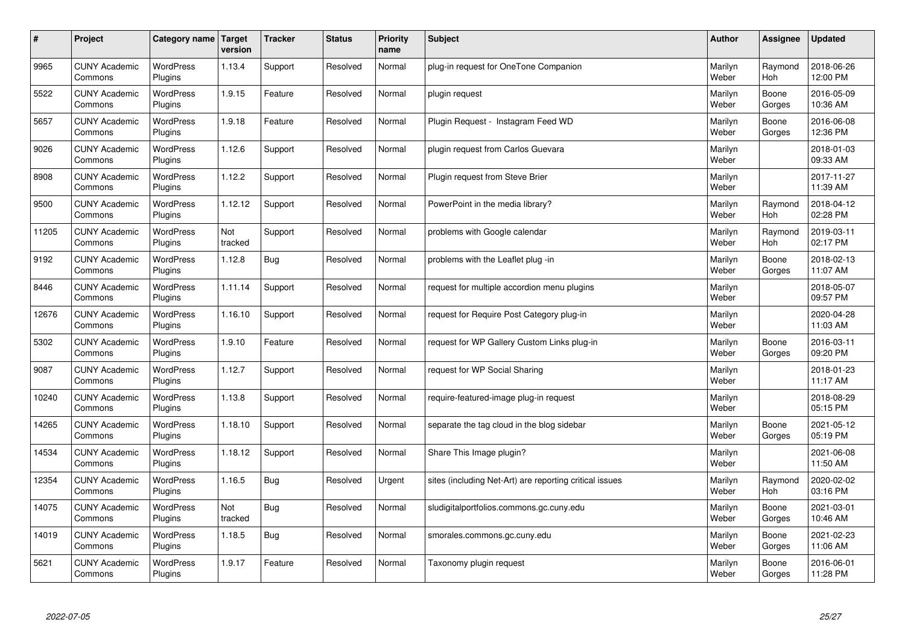| # | Project | Category name | Target version | Tracker | Status | Priority name | Subject | Author | Assignee | Updated |
|---|---|---|---|---|---|---|---|---|---|---|
| 9965 | CUNY Academic Commons | WordPress Plugins | 1.13.4 | Support | Resolved | Normal | plug-in request for OneTone Companion | Marilyn Weber | Raymond Hoh | 2018-06-26 12:00 PM |
| 5522 | CUNY Academic Commons | WordPress Plugins | 1.9.15 | Feature | Resolved | Normal | plugin request | Marilyn Weber | Boone Gorges | 2016-05-09 10:36 AM |
| 5657 | CUNY Academic Commons | WordPress Plugins | 1.9.18 | Feature | Resolved | Normal | Plugin Request - Instagram Feed WD | Marilyn Weber | Boone Gorges | 2016-06-08 12:36 PM |
| 9026 | CUNY Academic Commons | WordPress Plugins | 1.12.6 | Support | Resolved | Normal | plugin request from Carlos Guevara | Marilyn Weber | | 2018-01-03 09:33 AM |
| 8908 | CUNY Academic Commons | WordPress Plugins | 1.12.2 | Support | Resolved | Normal | Plugin request from Steve Brier | Marilyn Weber | | 2017-11-27 11:39 AM |
| 9500 | CUNY Academic Commons | WordPress Plugins | 1.12.12 | Support | Resolved | Normal | PowerPoint in the media library? | Marilyn Weber | Raymond Hoh | 2018-04-12 02:28 PM |
| 11205 | CUNY Academic Commons | WordPress Plugins | Not tracked | Support | Resolved | Normal | problems with Google calendar | Marilyn Weber | Raymond Hoh | 2019-03-11 02:17 PM |
| 9192 | CUNY Academic Commons | WordPress Plugins | 1.12.8 | Bug | Resolved | Normal | problems with the Leaflet plug -in | Marilyn Weber | Boone Gorges | 2018-02-13 11:07 AM |
| 8446 | CUNY Academic Commons | WordPress Plugins | 1.11.14 | Support | Resolved | Normal | request for multiple accordion menu plugins | Marilyn Weber | | 2018-05-07 09:57 PM |
| 12676 | CUNY Academic Commons | WordPress Plugins | 1.16.10 | Support | Resolved | Normal | request for Require Post Category plug-in | Marilyn Weber | | 2020-04-28 11:03 AM |
| 5302 | CUNY Academic Commons | WordPress Plugins | 1.9.10 | Feature | Resolved | Normal | request for WP Gallery Custom Links plug-in | Marilyn Weber | Boone Gorges | 2016-03-11 09:20 PM |
| 9087 | CUNY Academic Commons | WordPress Plugins | 1.12.7 | Support | Resolved | Normal | request for WP Social Sharing | Marilyn Weber | | 2018-01-23 11:17 AM |
| 10240 | CUNY Academic Commons | WordPress Plugins | 1.13.8 | Support | Resolved | Normal | require-featured-image plug-in request | Marilyn Weber | | 2018-08-29 05:15 PM |
| 14265 | CUNY Academic Commons | WordPress Plugins | 1.18.10 | Support | Resolved | Normal | separate the tag cloud in the blog sidebar | Marilyn Weber | Boone Gorges | 2021-05-12 05:19 PM |
| 14534 | CUNY Academic Commons | WordPress Plugins | 1.18.12 | Support | Resolved | Normal | Share This Image plugin? | Marilyn Weber | | 2021-06-08 11:50 AM |
| 12354 | CUNY Academic Commons | WordPress Plugins | 1.16.5 | Bug | Resolved | Urgent | sites (including Net-Art) are reporting critical issues | Marilyn Weber | Raymond Hoh | 2020-02-02 03:16 PM |
| 14075 | CUNY Academic Commons | WordPress Plugins | Not tracked | Bug | Resolved | Normal | sludigitalportfolios.commons.gc.cuny.edu | Marilyn Weber | Boone Gorges | 2021-03-01 10:46 AM |
| 14019 | CUNY Academic Commons | WordPress Plugins | 1.18.5 | Bug | Resolved | Normal | smorales.commons.gc.cuny.edu | Marilyn Weber | Boone Gorges | 2021-02-23 11:06 AM |
| 5621 | CUNY Academic Commons | WordPress Plugins | 1.9.17 | Feature | Resolved | Normal | Taxonomy plugin request | Marilyn Weber | Boone Gorges | 2016-06-01 11:28 PM |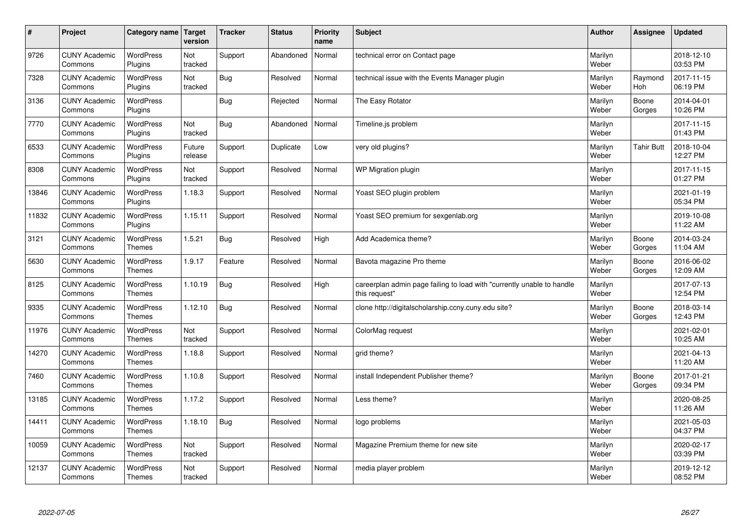| # | Project | Category name | Target version | Tracker | Status | Priority name | Subject | Author | Assignee | Updated |
|---|---|---|---|---|---|---|---|---|---|---|
| 9726 | CUNY Academic Commons | WordPress Plugins | Not tracked | Support | Abandoned | Normal | technical error on Contact page | Marilyn Weber | | 2018-12-10 03:53 PM |
| 7328 | CUNY Academic Commons | WordPress Plugins | Not tracked | Bug | Resolved | Normal | technical issue with the Events Manager plugin | Marilyn Weber | Raymond Hoh | 2017-11-15 06:19 PM |
| 3136 | CUNY Academic Commons | WordPress Plugins | | Bug | Rejected | Normal | The Easy Rotator | Marilyn Weber | Boone Gorges | 2014-04-01 10:26 PM |
| 7770 | CUNY Academic Commons | WordPress Plugins | Not tracked | Bug | Abandoned | Normal | Timeline.js problem | Marilyn Weber | | 2017-11-15 01:43 PM |
| 6533 | CUNY Academic Commons | WordPress Plugins | Future release | Support | Duplicate | Low | very old plugins? | Marilyn Weber | Tahir Butt | 2018-10-04 12:27 PM |
| 8308 | CUNY Academic Commons | WordPress Plugins | Not tracked | Support | Resolved | Normal | WP Migration plugin | Marilyn Weber | | 2017-11-15 01:27 PM |
| 13846 | CUNY Academic Commons | WordPress Plugins | 1.18.3 | Support | Resolved | Normal | Yoast SEO plugin problem | Marilyn Weber | | 2021-01-19 05:34 PM |
| 11832 | CUNY Academic Commons | WordPress Plugins | 1.15.11 | Support | Resolved | Normal | Yoast SEO premium for sexgenlab.org | Marilyn Weber | | 2019-10-08 11:22 AM |
| 3121 | CUNY Academic Commons | WordPress Themes | 1.5.21 | Bug | Resolved | High | Add Academica theme? | Marilyn Weber | Boone Gorges | 2014-03-24 11:04 AM |
| 5630 | CUNY Academic Commons | WordPress Themes | 1.9.17 | Feature | Resolved | Normal | Bavota magazine Pro theme | Marilyn Weber | Boone Gorges | 2016-06-02 12:09 AM |
| 8125 | CUNY Academic Commons | WordPress Themes | 1.10.19 | Bug | Resolved | High | careerplan admin page failing to load with "currently unable to handle this request" | Marilyn Weber | | 2017-07-13 12:54 PM |
| 9335 | CUNY Academic Commons | WordPress Themes | 1.12.10 | Bug | Resolved | Normal | clone http://digitalscholarship.ccny.cuny.edu site? | Marilyn Weber | Boone Gorges | 2018-03-14 12:43 PM |
| 11976 | CUNY Academic Commons | WordPress Themes | Not tracked | Support | Resolved | Normal | ColorMag request | Marilyn Weber | | 2021-02-01 10:25 AM |
| 14270 | CUNY Academic Commons | WordPress Themes | 1.18.8 | Support | Resolved | Normal | grid theme? | Marilyn Weber | | 2021-04-13 11:20 AM |
| 7460 | CUNY Academic Commons | WordPress Themes | 1.10.8 | Support | Resolved | Normal | install Independent Publisher theme? | Marilyn Weber | Boone Gorges | 2017-01-21 09:34 PM |
| 13185 | CUNY Academic Commons | WordPress Themes | 1.17.2 | Support | Resolved | Normal | Less theme? | Marilyn Weber | | 2020-08-25 11:26 AM |
| 14411 | CUNY Academic Commons | WordPress Themes | 1.18.10 | Bug | Resolved | Normal | logo problems | Marilyn Weber | | 2021-05-03 04:37 PM |
| 10059 | CUNY Academic Commons | WordPress Themes | Not tracked | Support | Resolved | Normal | Magazine Premium theme for new site | Marilyn Weber | | 2020-02-17 03:39 PM |
| 12137 | CUNY Academic Commons | WordPress Themes | Not tracked | Support | Resolved | Normal | media player problem | Marilyn Weber | | 2019-12-12 08:52 PM |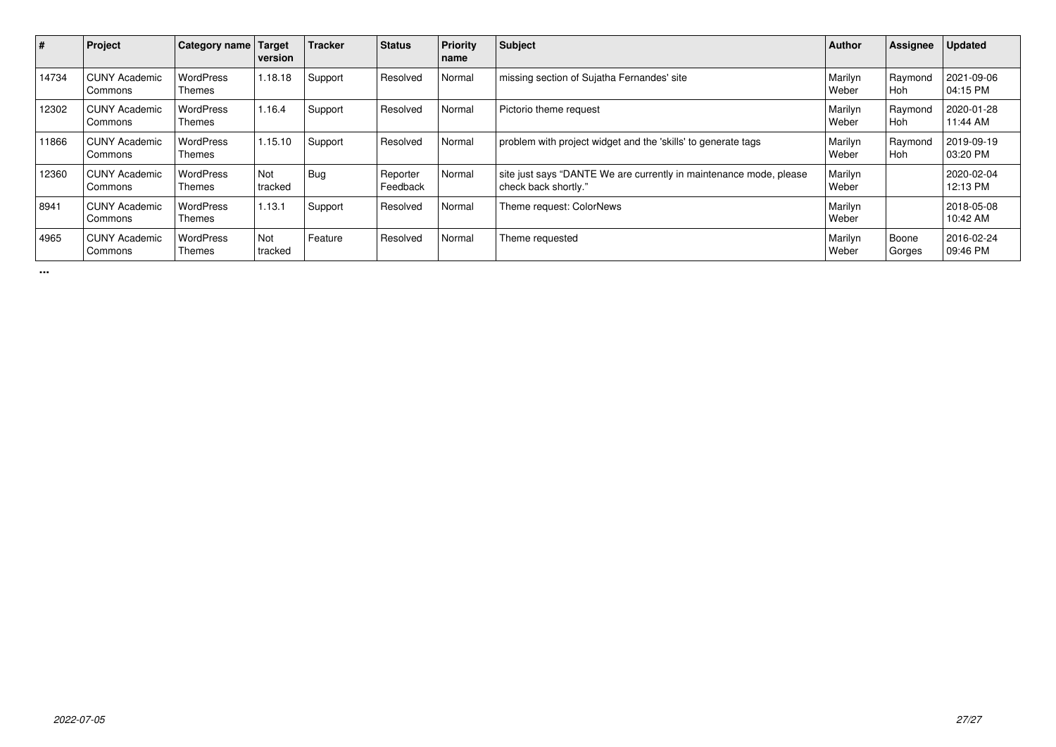| # | Project | Category name | Target version | Tracker | Status | Priority name | Subject | Author | Assignee | Updated |
|---|---|---|---|---|---|---|---|---|---|---|
| 14734 | CUNY Academic Commons | WordPress Themes | 1.18.18 | Support | Resolved | Normal | missing section of Sujatha Fernandes' site | Marilyn Weber | Raymond Hoh | 2021-09-06 04:15 PM |
| 12302 | CUNY Academic Commons | WordPress Themes | 1.16.4 | Support | Resolved | Normal | Pictorio theme request | Marilyn Weber | Raymond Hoh | 2020-01-28 11:44 AM |
| 11866 | CUNY Academic Commons | WordPress Themes | 1.15.10 | Support | Resolved | Normal | problem with project widget and the 'skills' to generate tags | Marilyn Weber | Raymond Hoh | 2019-09-19 03:20 PM |
| 12360 | CUNY Academic Commons | WordPress Themes | Not tracked | Bug | Reporter Feedback | Normal | site just says "DANTE We are currently in maintenance mode, please check back shortly." | Marilyn Weber | | 2020-02-04 12:13 PM |
| 8941 | CUNY Academic Commons | WordPress Themes | 1.13.1 | Support | Resolved | Normal | Theme request: ColorNews | Marilyn Weber | | 2018-05-08 10:42 AM |
| 4965 | CUNY Academic Commons | WordPress Themes | Not tracked | Feature | Resolved | Normal | Theme requested | Marilyn Weber | Boone Gorges | 2016-02-24 09:46 PM |

...